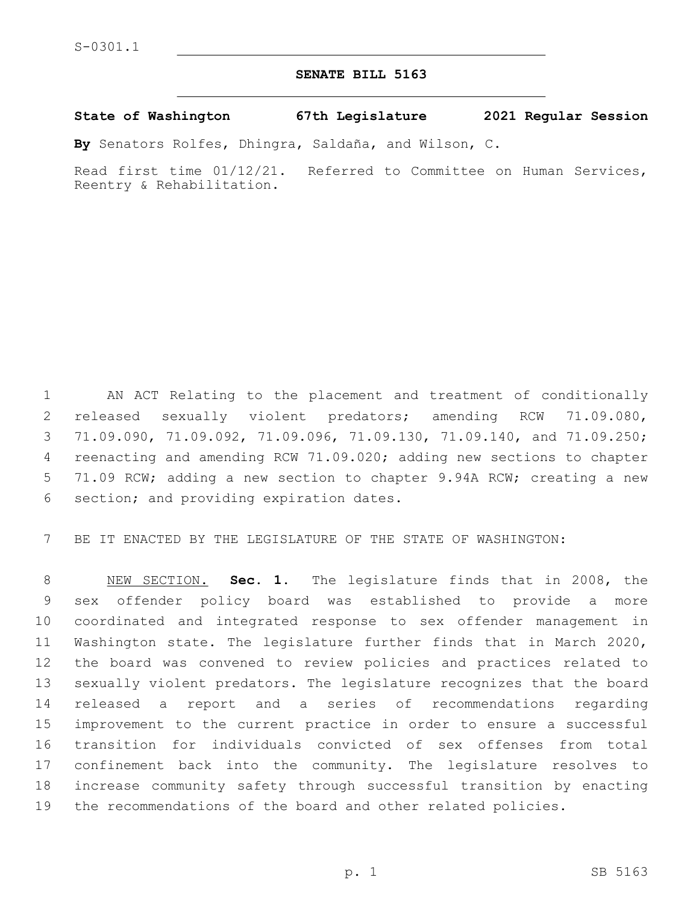S-0301.1

**SENATE BILL 5163**

**State of Washington 67th Legislature 2021 Regular Session**

**By** Senators Rolfes, Dhingra, Saldaña, and Wilson, C.

Read first time 01/12/21. Referred to Committee on Human Services, Reentry & Rehabilitation.

AN ACT Relating to the placement and treatment of conditionally released sexually violent predators; amending RCW 71.09.080, 71.09.090, 71.09.092, 71.09.096, 71.09.130, 71.09.140, and 71.09.250; reenacting and amending RCW 71.09.020; adding new sections to chapter 71.09 RCW; adding a new section to chapter 9.94A RCW; creating a new section; and providing expiration dates.

BE IT ENACTED BY THE LEGISLATURE OF THE STATE OF WASHINGTON:

NEW SECTION. **Sec. 1.** The legislature finds that in 2008, the sex offender policy board was established to provide a more coordinated and integrated response to sex offender management in Washington state. The legislature further finds that in March 2020, the board was convened to review policies and practices related to sexually violent predators. The legislature recognizes that the board released a report and a series of recommendations regarding improvement to the current practice in order to ensure a successful transition for individuals convicted of sex offenses from total confinement back into the community. The legislature resolves to increase community safety through successful transition by enacting the recommendations of the board and other related policies.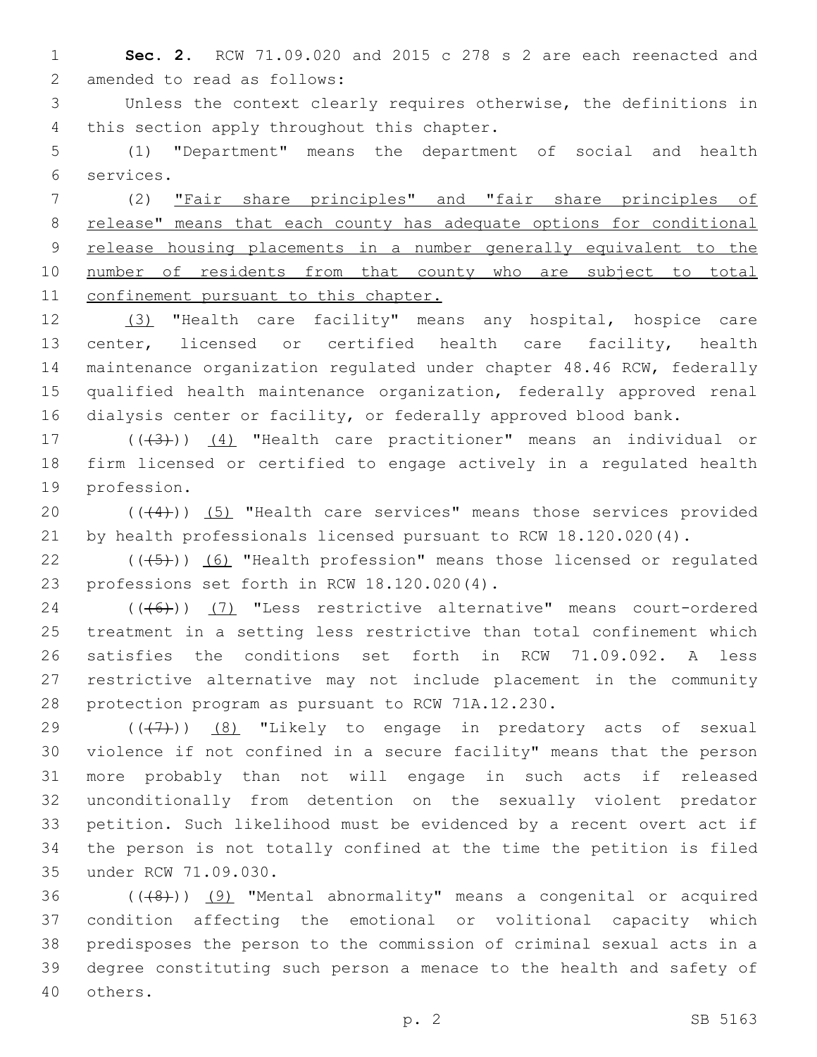**Sec. 2.** RCW 71.09.020 and 2015 c 278 s 2 are each reenacted and amended to read as follows:

Unless the context clearly requires otherwise, the definitions in this section apply throughout this chapter.

(1) "Department" means the department of social and health services.

(2) <u>"Fair share principles" and "fair share principles of release" means that each county has adequate options for conditional release housing placements in a number generally equivalent to the number of residents from that county who are subject to total confinement pursuant to this chapter.</u>

<u>(3)</u> "Health care facility" means any hospital, hospice care center, licensed or certified health care facility, health maintenance organization regulated under chapter 48.46 RCW, federally qualified health maintenance organization, federally approved renal dialysis center or facility, or federally approved blood bank.

((~~(3)~~)) <u>(4)</u> "Health care practitioner" means an individual or firm licensed or certified to engage actively in a regulated health profession.

((~~(4)~~)) <u>(5)</u> "Health care services" means those services provided by health professionals licensed pursuant to RCW 18.120.020(4).

((~~(5)~~)) <u>(6)</u> "Health profession" means those licensed or regulated professions set forth in RCW 18.120.020(4).

((~~(6)~~)) <u>(7)</u> "Less restrictive alternative" means court-ordered treatment in a setting less restrictive than total confinement which satisfies the conditions set forth in RCW 71.09.092. A less restrictive alternative may not include placement in the community protection program as pursuant to RCW 71A.12.230.

((~~(7)~~)) <u>(8)</u> "Likely to engage in predatory acts of sexual violence if not confined in a secure facility" means that the person more probably than not will engage in such acts if released unconditionally from detention on the sexually violent predator petition. Such likelihood must be evidenced by a recent overt act if the person is not totally confined at the time the petition is filed under RCW 71.09.030.

((~~(8)~~)) <u>(9)</u> "Mental abnormality" means a congenital or acquired condition affecting the emotional or volitional capacity which predisposes the person to the commission of criminal sexual acts in a degree constituting such person a menace to the health and safety of others.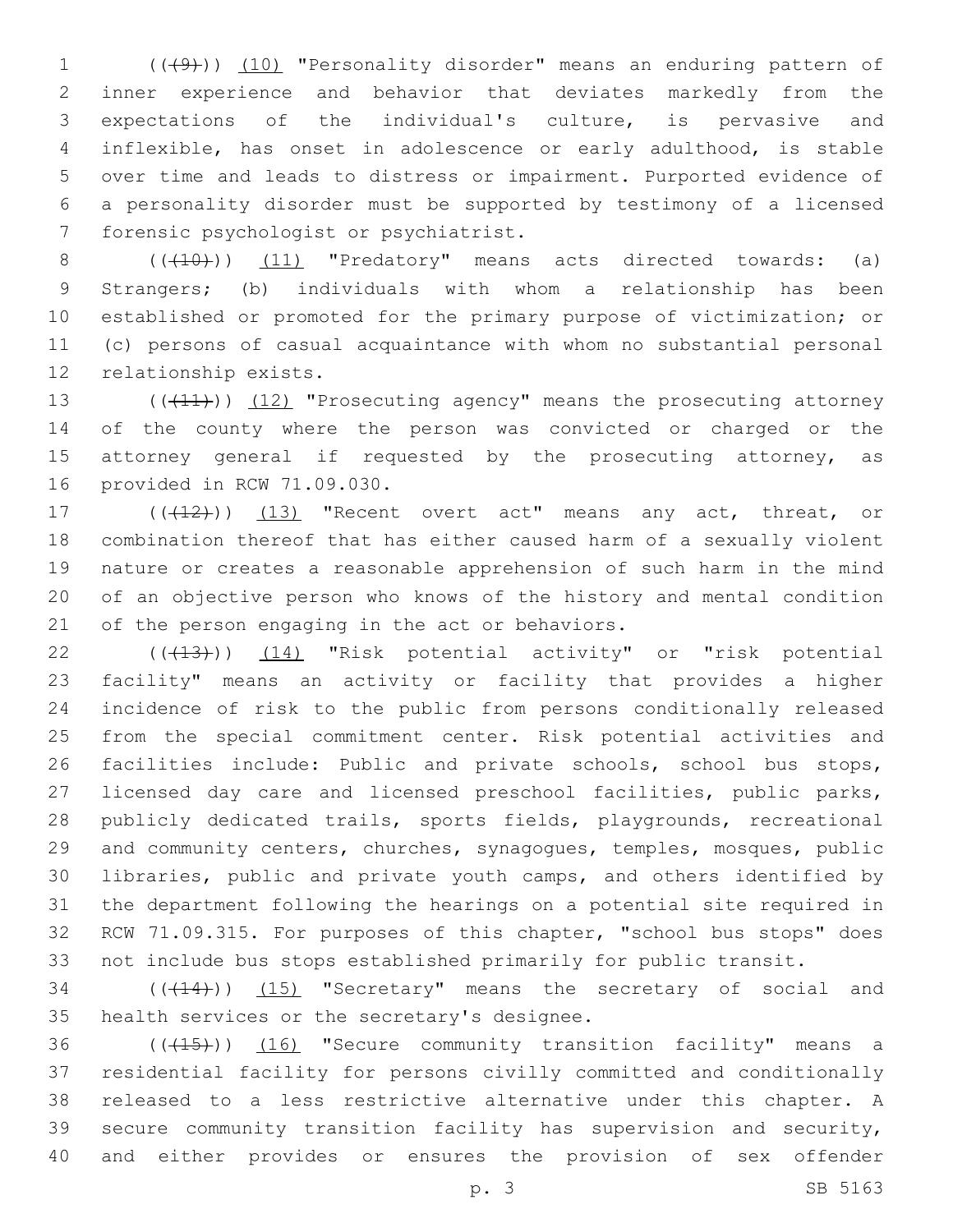(((9))) (10) "Personality disorder" means an enduring pattern of inner experience and behavior that deviates markedly from the expectations of the individual's culture, is pervasive and inflexible, has onset in adolescence or early adulthood, is stable over time and leads to distress or impairment. Purported evidence of a personality disorder must be supported by testimony of a licensed forensic psychologist or psychiatrist.

(((10))) (11) "Predatory" means acts directed towards: (a) Strangers; (b) individuals with whom a relationship has been established or promoted for the primary purpose of victimization; or (c) persons of casual acquaintance with whom no substantial personal relationship exists.

(((11))) (12) "Prosecuting agency" means the prosecuting attorney of the county where the person was convicted or charged or the attorney general if requested by the prosecuting attorney, as provided in RCW 71.09.030.

(((12))) (13) "Recent overt act" means any act, threat, or combination thereof that has either caused harm of a sexually violent nature or creates a reasonable apprehension of such harm in the mind of an objective person who knows of the history and mental condition of the person engaging in the act or behaviors.

(((13))) (14) "Risk potential activity" or "risk potential facility" means an activity or facility that provides a higher incidence of risk to the public from persons conditionally released from the special commitment center. Risk potential activities and facilities include: Public and private schools, school bus stops, licensed day care and licensed preschool facilities, public parks, publicly dedicated trails, sports fields, playgrounds, recreational and community centers, churches, synagogues, temples, mosques, public libraries, public and private youth camps, and others identified by the department following the hearings on a potential site required in RCW 71.09.315. For purposes of this chapter, "school bus stops" does not include bus stops established primarily for public transit.

(((14))) (15) "Secretary" means the secretary of social and health services or the secretary's designee.

(((15))) (16) "Secure community transition facility" means a residential facility for persons civilly committed and conditionally released to a less restrictive alternative under this chapter. A secure community transition facility has supervision and security, and either provides or ensures the provision of sex offender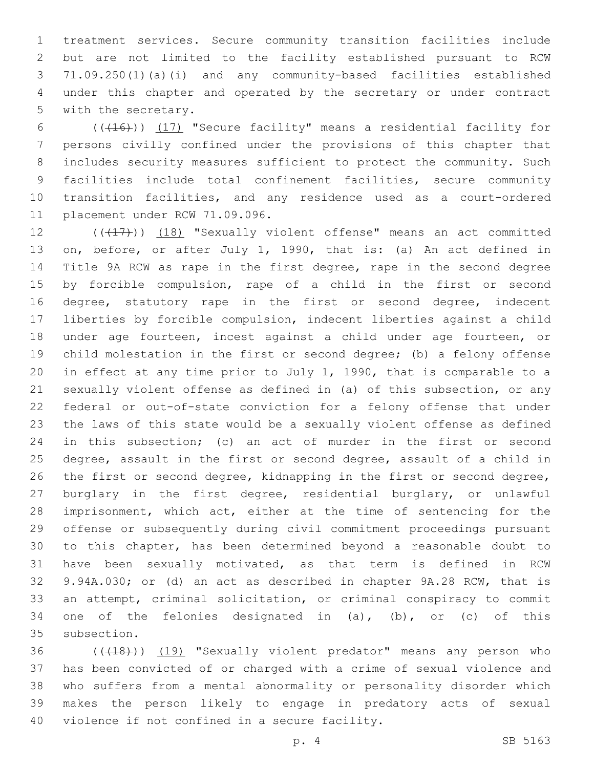treatment services. Secure community transition facilities include but are not limited to the facility established pursuant to RCW 71.09.250(1)(a)(i) and any community-based facilities established under this chapter and operated by the secretary or under contract with the secretary.

(((16))) (17) "Secure facility" means a residential facility for persons civilly confined under the provisions of this chapter that includes security measures sufficient to protect the community. Such facilities include total confinement facilities, secure community transition facilities, and any residence used as a court-ordered placement under RCW 71.09.096.

(((17))) (18) "Sexually violent offense" means an act committed on, before, or after July 1, 1990, that is: (a) An act defined in Title 9A RCW as rape in the first degree, rape in the second degree by forcible compulsion, rape of a child in the first or second degree, statutory rape in the first or second degree, indecent liberties by forcible compulsion, indecent liberties against a child under age fourteen, incest against a child under age fourteen, or child molestation in the first or second degree; (b) a felony offense in effect at any time prior to July 1, 1990, that is comparable to a sexually violent offense as defined in (a) of this subsection, or any federal or out-of-state conviction for a felony offense that under the laws of this state would be a sexually violent offense as defined in this subsection; (c) an act of murder in the first or second degree, assault in the first or second degree, assault of a child in the first or second degree, kidnapping in the first or second degree, burglary in the first degree, residential burglary, or unlawful imprisonment, which act, either at the time of sentencing for the offense or subsequently during civil commitment proceedings pursuant to this chapter, has been determined beyond a reasonable doubt to have been sexually motivated, as that term is defined in RCW 9.94A.030; or (d) an act as described in chapter 9A.28 RCW, that is an attempt, criminal solicitation, or criminal conspiracy to commit one of the felonies designated in (a), (b), or (c) of this subsection.

(((18))) (19) "Sexually violent predator" means any person who has been convicted of or charged with a crime of sexual violence and who suffers from a mental abnormality or personality disorder which makes the person likely to engage in predatory acts of sexual violence if not confined in a secure facility.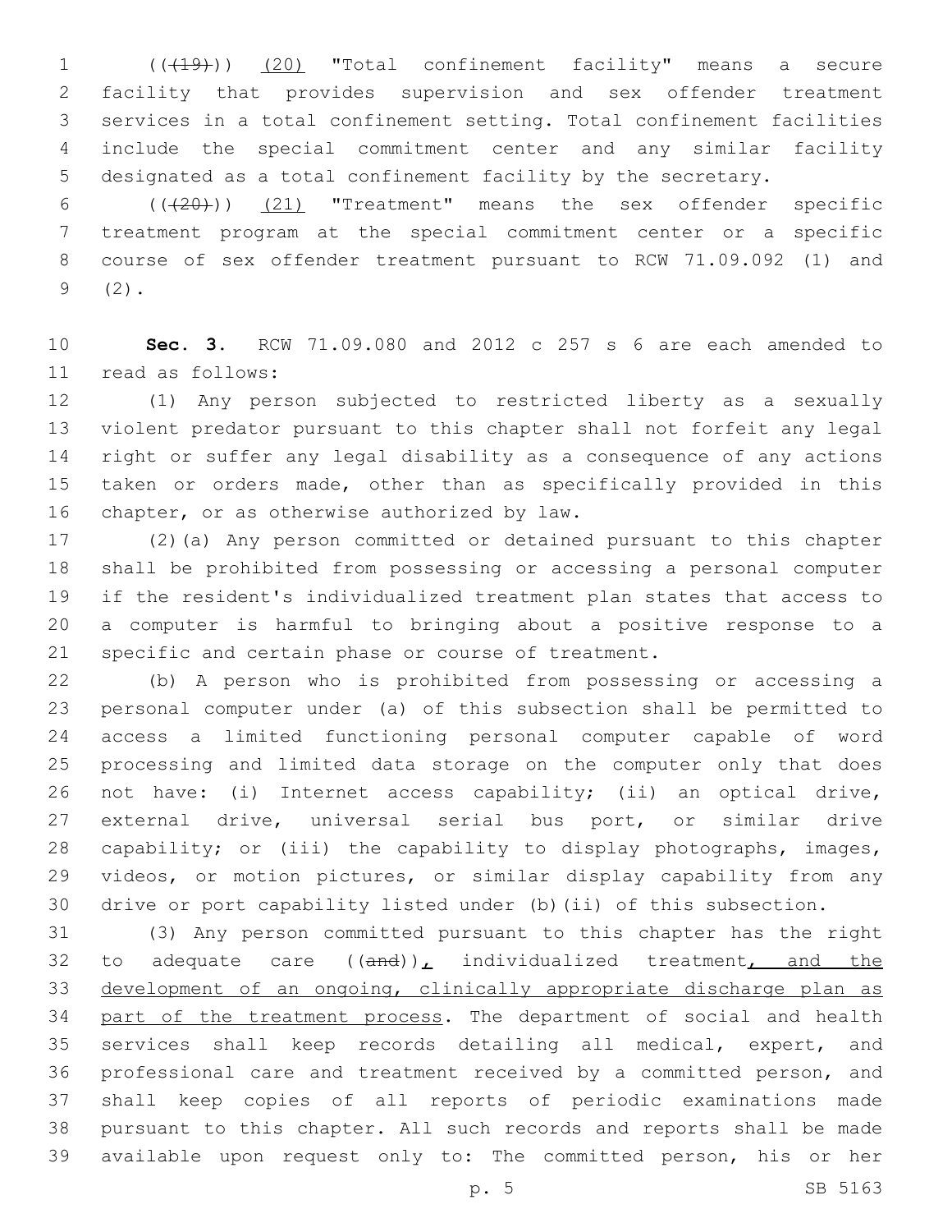(((19))) (20) "Total confinement facility" means a secure facility that provides supervision and sex offender treatment services in a total confinement setting. Total confinement facilities include the special commitment center and any similar facility designated as a total confinement facility by the secretary.

(((20))) (21) "Treatment" means the sex offender specific treatment program at the special commitment center or a specific course of sex offender treatment pursuant to RCW 71.09.092 (1) and (2).

**Sec. 3.** RCW 71.09.080 and 2012 c 257 s 6 are each amended to read as follows:

(1) Any person subjected to restricted liberty as a sexually violent predator pursuant to this chapter shall not forfeit any legal right or suffer any legal disability as a consequence of any actions taken or orders made, other than as specifically provided in this chapter, or as otherwise authorized by law.

(2)(a) Any person committed or detained pursuant to this chapter shall be prohibited from possessing or accessing a personal computer if the resident's individualized treatment plan states that access to a computer is harmful to bringing about a positive response to a specific and certain phase or course of treatment.

(b) A person who is prohibited from possessing or accessing a personal computer under (a) of this subsection shall be permitted to access a limited functioning personal computer capable of word processing and limited data storage on the computer only that does not have: (i) Internet access capability; (ii) an optical drive, external drive, universal serial bus port, or similar drive capability; or (iii) the capability to display photographs, images, videos, or motion pictures, or similar display capability from any drive or port capability listed under (b)(ii) of this subsection.

(3) Any person committed pursuant to this chapter has the right to adequate care ((and)), individualized treatment, and the development of an ongoing, clinically appropriate discharge plan as part of the treatment process. The department of social and health services shall keep records detailing all medical, expert, and professional care and treatment received by a committed person, and shall keep copies of all reports of periodic examinations made pursuant to this chapter. All such records and reports shall be made available upon request only to: The committed person, his or her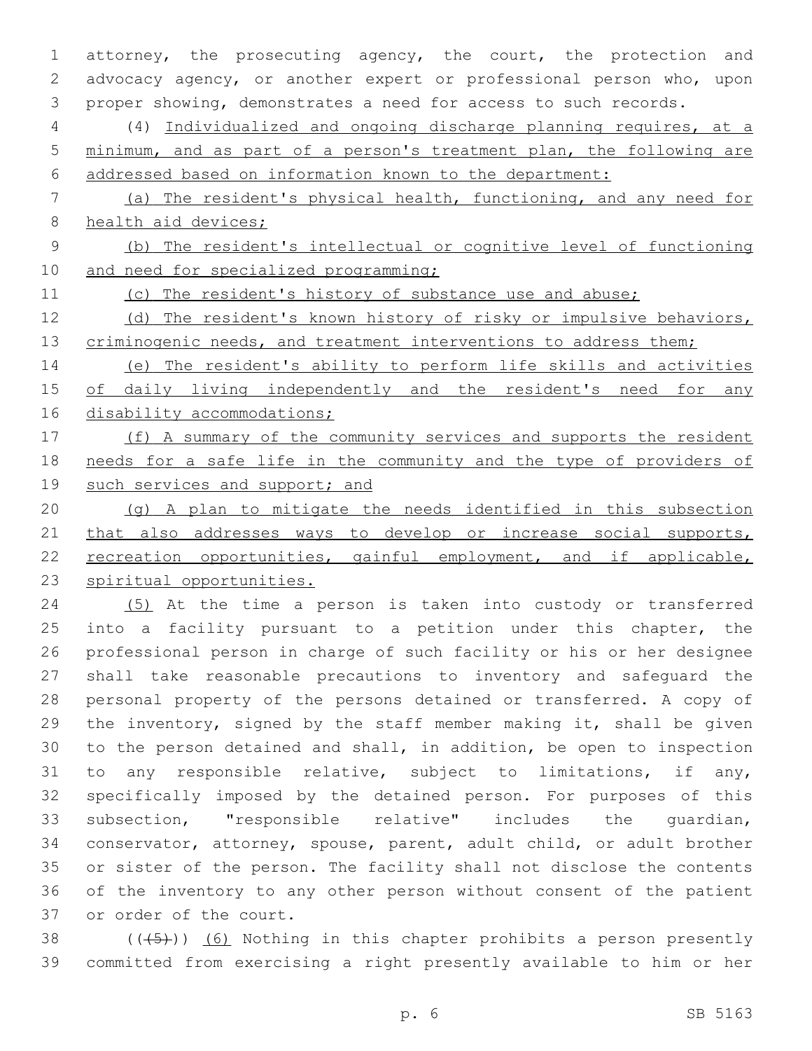attorney, the prosecuting agency, the court, the protection and advocacy agency, or another expert or professional person who, upon proper showing, demonstrates a need for access to such records.

(4) Individualized and ongoing discharge planning requires, at a minimum, and as part of a person's treatment plan, the following are addressed based on information known to the department:

(a) The resident's physical health, functioning, and any need for health aid devices;

(b) The resident's intellectual or cognitive level of functioning and need for specialized programming;

(c) The resident's history of substance use and abuse;

(d) The resident's known history of risky or impulsive behaviors, criminogenic needs, and treatment interventions to address them;

(e) The resident's ability to perform life skills and activities of daily living independently and the resident's need for any disability accommodations;

(f) A summary of the community services and supports the resident needs for a safe life in the community and the type of providers of such services and support; and

(g) A plan to mitigate the needs identified in this subsection that also addresses ways to develop or increase social supports, recreation opportunities, gainful employment, and if applicable, spiritual opportunities.

(5) At the time a person is taken into custody or transferred into a facility pursuant to a petition under this chapter, the professional person in charge of such facility or his or her designee shall take reasonable precautions to inventory and safeguard the personal property of the persons detained or transferred. A copy of the inventory, signed by the staff member making it, shall be given to the person detained and shall, in addition, be open to inspection to any responsible relative, subject to limitations, if any, specifically imposed by the detained person. For purposes of this subsection, "responsible relative" includes the guardian, conservator, attorney, spouse, parent, adult child, or adult brother or sister of the person. The facility shall not disclose the contents of the inventory to any other person without consent of the patient or order of the court.

((~~(5)~~)) (6) Nothing in this chapter prohibits a person presently committed from exercising a right presently available to him or her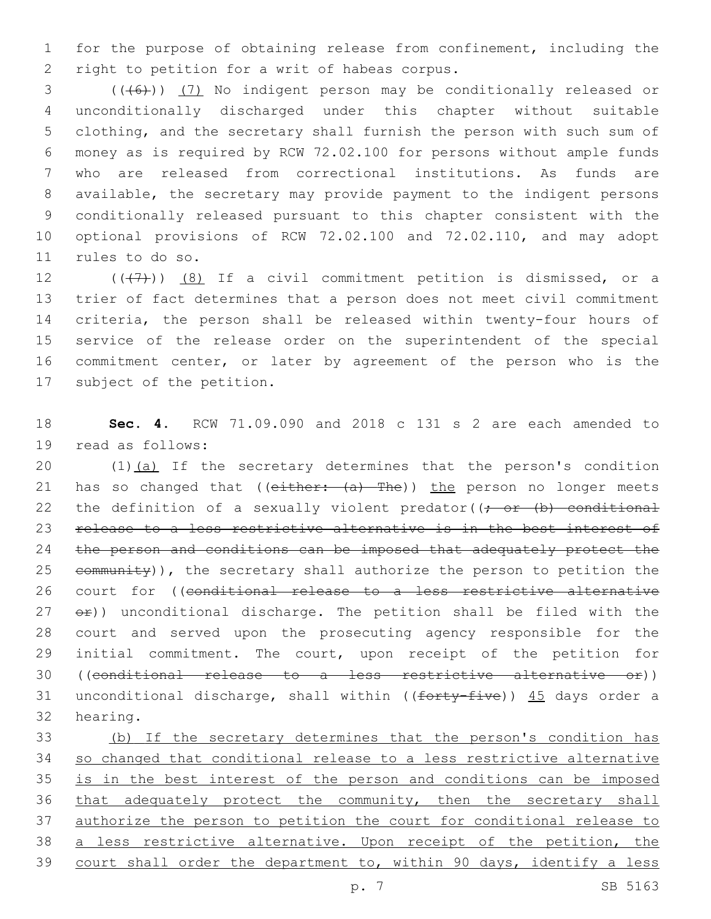for the purpose of obtaining release from confinement, including the right to petition for a writ of habeas corpus.

((~~(6)~~)) <u>(7)</u> No indigent person may be conditionally released or unconditionally discharged under this chapter without suitable clothing, and the secretary shall furnish the person with such sum of money as is required by RCW 72.02.100 for persons without ample funds who are released from correctional institutions. As funds are available, the secretary may provide payment to the indigent persons conditionally released pursuant to this chapter consistent with the optional provisions of RCW 72.02.100 and 72.02.110, and may adopt rules to do so.

((~~(7)~~)) <u>(8)</u> If a civil commitment petition is dismissed, or a trier of fact determines that a person does not meet civil commitment criteria, the person shall be released within twenty-four hours of service of the release order on the superintendent of the special commitment center, or later by agreement of the person who is the subject of the petition.

**Sec. 4.** RCW 71.09.090 and 2018 c 131 s 2 are each amended to read as follows:

(1)<u>(a)</u> If the secretary determines that the person's condition has so changed that ((~~either: (a) The~~)) <u>the</u> person no longer meets the definition of a sexually violent predator((~~; or (b) conditional release to a less restrictive alternative is in the best interest of the person and conditions can be imposed that adequately protect the community~~)), the secretary shall authorize the person to petition the court for ((~~conditional release to a less restrictive alternative or~~)) unconditional discharge. The petition shall be filed with the court and served upon the prosecuting agency responsible for the initial commitment. The court, upon receipt of the petition for ((~~conditional release to a less restrictive alternative or~~)) unconditional discharge, shall within ((~~forty-five~~)) <u>45</u> days order a hearing.

<u>(b) If the secretary determines that the person's condition has so changed that conditional release to a less restrictive alternative is in the best interest of the person and conditions can be imposed that adequately protect the community, then the secretary shall authorize the person to petition the court for conditional release to a less restrictive alternative. Upon receipt of the petition, the court shall order the department to, within 90 days, identify a less</u>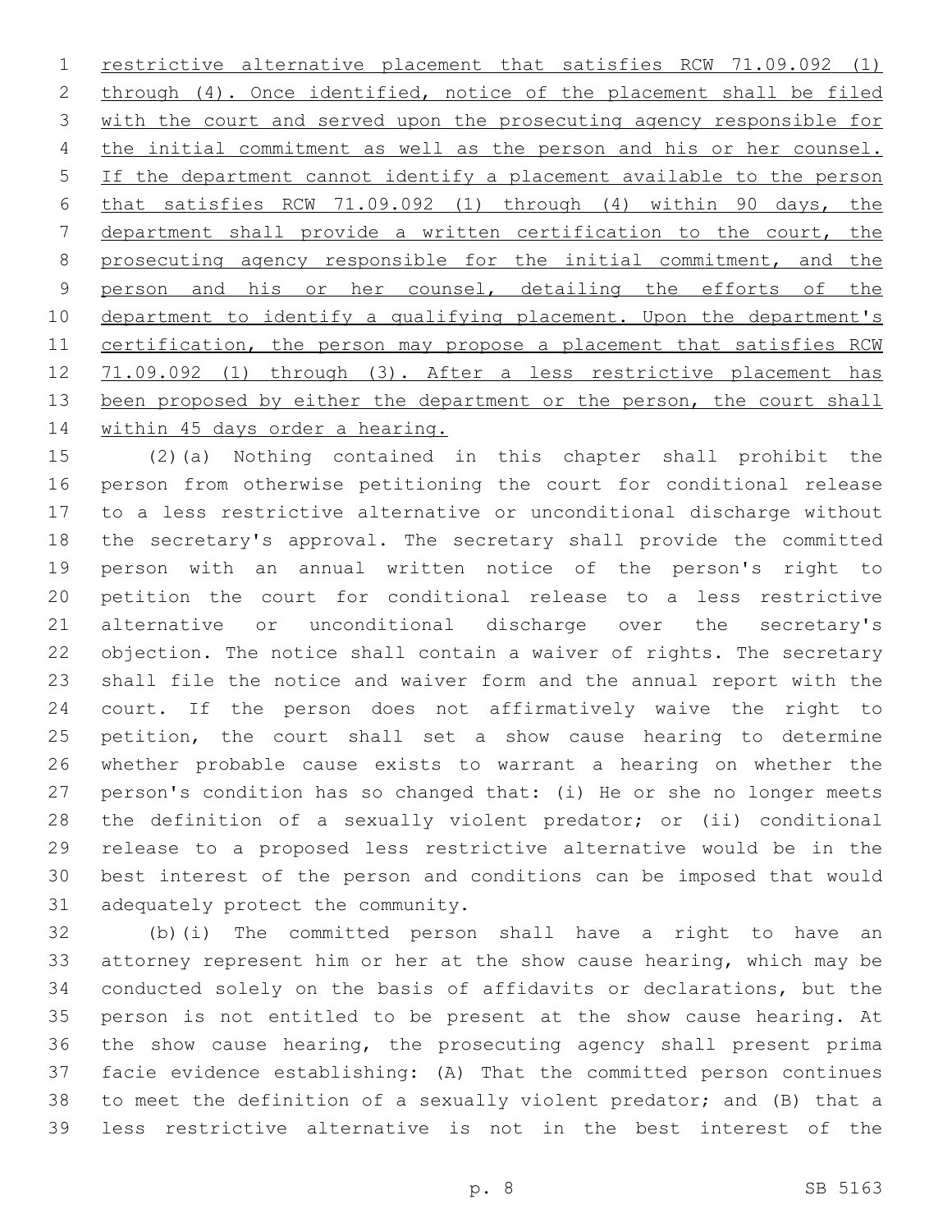restrictive alternative placement that satisfies RCW 71.09.092 (1) through (4). Once identified, notice of the placement shall be filed with the court and served upon the prosecuting agency responsible for the initial commitment as well as the person and his or her counsel. If the department cannot identify a placement available to the person that satisfies RCW 71.09.092 (1) through (4) within 90 days, the department shall provide a written certification to the court, the prosecuting agency responsible for the initial commitment, and the person and his or her counsel, detailing the efforts of the department to identify a qualifying placement. Upon the department's certification, the person may propose a placement that satisfies RCW 71.09.092 (1) through (3). After a less restrictive placement has been proposed by either the department or the person, the court shall within 45 days order a hearing.

(2)(a) Nothing contained in this chapter shall prohibit the person from otherwise petitioning the court for conditional release to a less restrictive alternative or unconditional discharge without the secretary's approval. The secretary shall provide the committed person with an annual written notice of the person's right to petition the court for conditional release to a less restrictive alternative or unconditional discharge over the secretary's objection. The notice shall contain a waiver of rights. The secretary shall file the notice and waiver form and the annual report with the court. If the person does not affirmatively waive the right to petition, the court shall set a show cause hearing to determine whether probable cause exists to warrant a hearing on whether the person's condition has so changed that: (i) He or she no longer meets the definition of a sexually violent predator; or (ii) conditional release to a proposed less restrictive alternative would be in the best interest of the person and conditions can be imposed that would adequately protect the community.

(b)(i) The committed person shall have a right to have an attorney represent him or her at the show cause hearing, which may be conducted solely on the basis of affidavits or declarations, but the person is not entitled to be present at the show cause hearing. At the show cause hearing, the prosecuting agency shall present prima facie evidence establishing: (A) That the committed person continues to meet the definition of a sexually violent predator; and (B) that a less restrictive alternative is not in the best interest of the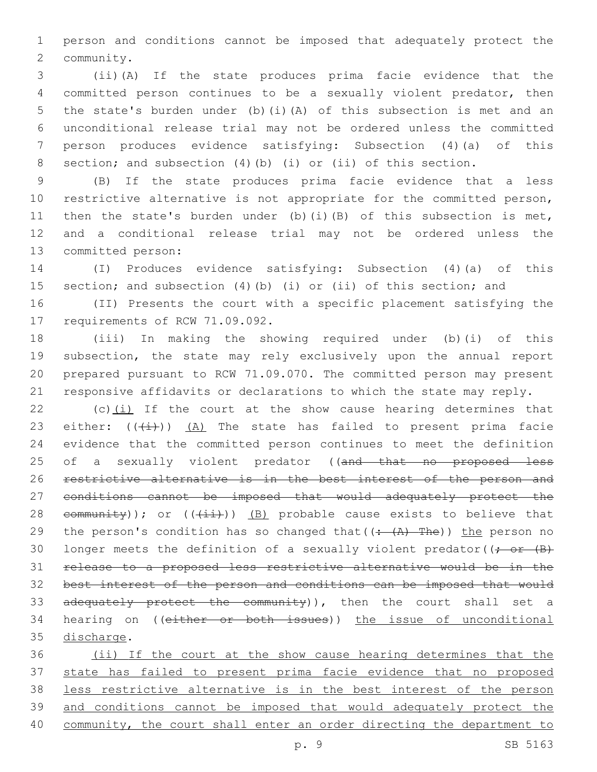person and conditions cannot be imposed that adequately protect the community.

(ii)(A) If the state produces prima facie evidence that the committed person continues to be a sexually violent predator, then the state's burden under (b)(i)(A) of this subsection is met and an unconditional release trial may not be ordered unless the committed person produces evidence satisfying: Subsection (4)(a) of this section; and subsection (4)(b) (i) or (ii) of this section.

(B) If the state produces prima facie evidence that a less restrictive alternative is not appropriate for the committed person, then the state's burden under (b)(i)(B) of this subsection is met, and a conditional release trial may not be ordered unless the committed person:

(I) Produces evidence satisfying: Subsection (4)(a) of this section; and subsection (4)(b) (i) or (ii) of this section; and

(II) Presents the court with a specific placement satisfying the requirements of RCW 71.09.092.

(iii) In making the showing required under (b)(i) of this subsection, the state may rely exclusively upon the annual report prepared pursuant to RCW 71.09.070. The committed person may present responsive affidavits or declarations to which the state may reply.

(c)<u>(i)</u> If the court at the show cause hearing determines that either: ((~~(i)~~)) <u>(A)</u> The state has failed to present prima facie evidence that the committed person continues to meet the definition of a sexually violent predator ((~~and that no proposed less restrictive alternative is in the best interest of the person and conditions cannot be imposed that would adequately protect the community~~)); or ((~~(ii)~~)) <u>(B)</u> probable cause exists to believe that the person's condition has so changed that((~~: (A) The~~)) <u>the</u> person no longer meets the definition of a sexually violent predator((~~; or (B) release to a proposed less restrictive alternative would be in the best interest of the person and conditions can be imposed that would adequately protect the community~~)), then the court shall set a hearing on ((~~either or both issues~~)) <u>the issue of unconditional discharge</u>.

<u>(ii) If the court at the show cause hearing determines that the state has failed to present prima facie evidence that no proposed less restrictive alternative is in the best interest of the person and conditions cannot be imposed that would adequately protect the community, the court shall enter an order directing the department to</u>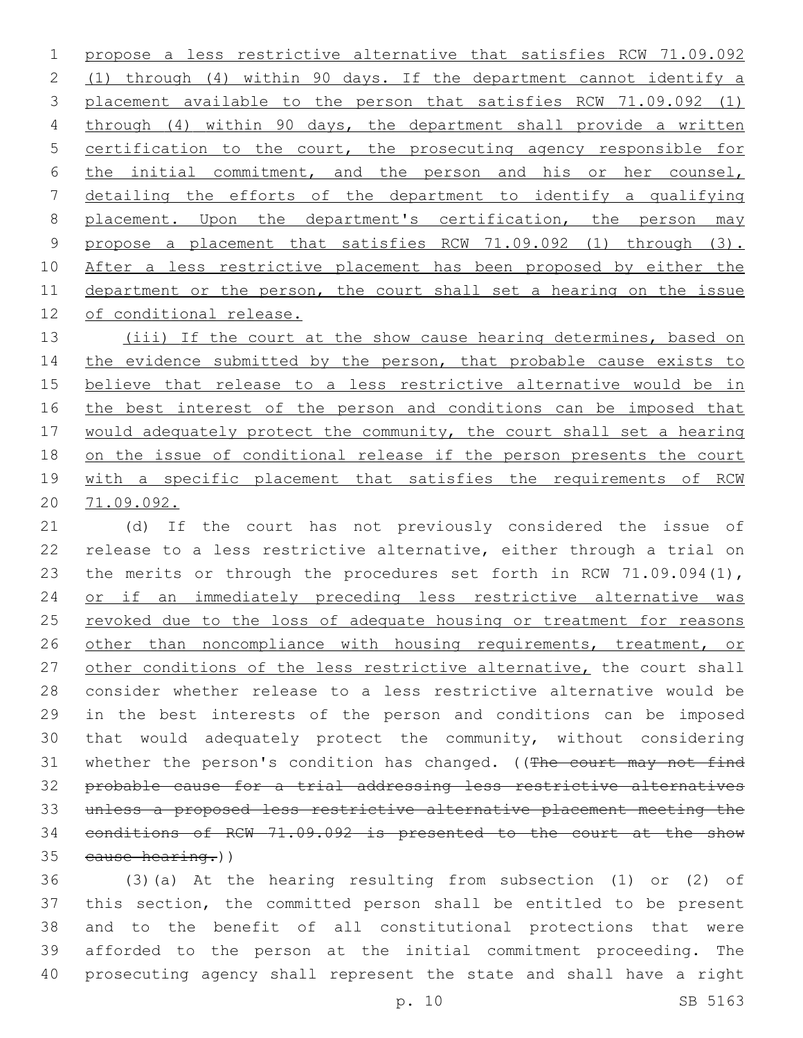propose a less restrictive alternative that satisfies RCW 71.09.092 (1) through (4) within 90 days. If the department cannot identify a placement available to the person that satisfies RCW 71.09.092 (1) through (4) within 90 days, the department shall provide a written certification to the court, the prosecuting agency responsible for the initial commitment, and the person and his or her counsel, detailing the efforts of the department to identify a qualifying placement. Upon the department's certification, the person may propose a placement that satisfies RCW 71.09.092 (1) through (3). After a less restrictive placement has been proposed by either the department or the person, the court shall set a hearing on the issue of conditional release.

(iii) If the court at the show cause hearing determines, based on the evidence submitted by the person, that probable cause exists to believe that release to a less restrictive alternative would be in the best interest of the person and conditions can be imposed that would adequately protect the community, the court shall set a hearing on the issue of conditional release if the person presents the court with a specific placement that satisfies the requirements of RCW 71.09.092.

(d) If the court has not previously considered the issue of release to a less restrictive alternative, either through a trial on the merits or through the procedures set forth in RCW 71.09.094(1), or if an immediately preceding less restrictive alternative was revoked due to the loss of adequate housing or treatment for reasons other than noncompliance with housing requirements, treatment, or other conditions of the less restrictive alternative, the court shall consider whether release to a less restrictive alternative would be in the best interests of the person and conditions can be imposed that would adequately protect the community, without considering whether the person's condition has changed. ((~~The court may not find probable cause for a trial addressing less restrictive alternatives unless a proposed less restrictive alternative placement meeting the conditions of RCW 71.09.092 is presented to the court at the show cause hearing.~~))

(3)(a) At the hearing resulting from subsection (1) or (2) of this section, the committed person shall be entitled to be present and to the benefit of all constitutional protections that were afforded to the person at the initial commitment proceeding. The prosecuting agency shall represent the state and shall have a right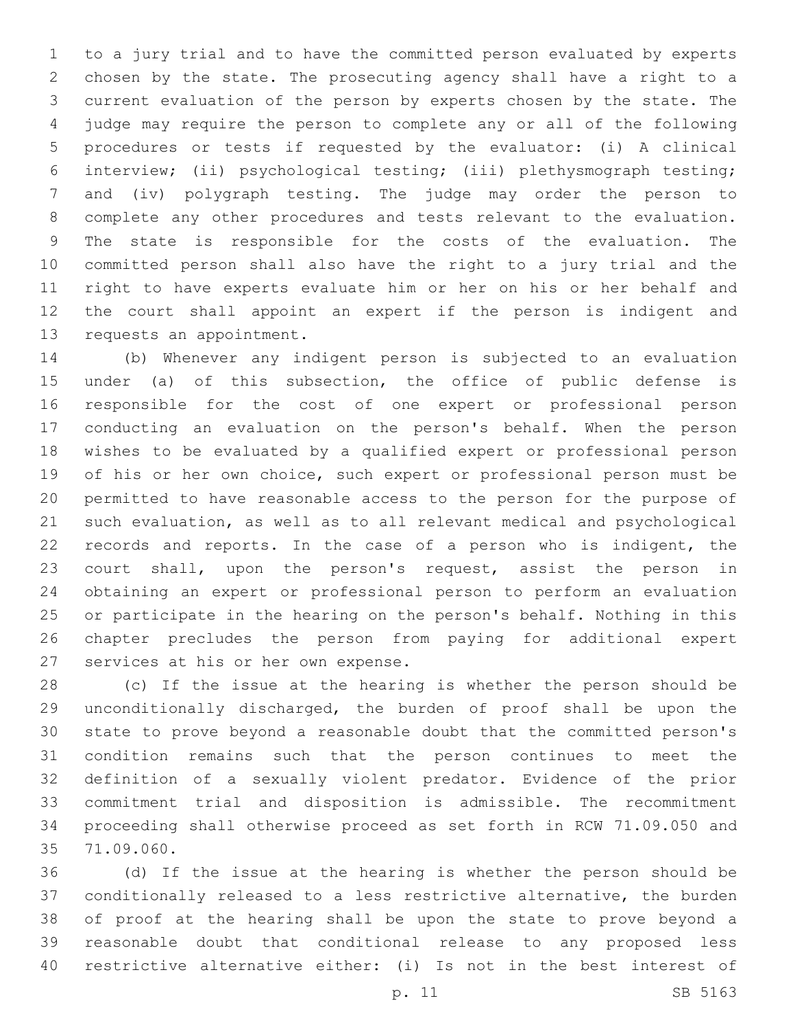to a jury trial and to have the committed person evaluated by experts chosen by the state. The prosecuting agency shall have a right to a current evaluation of the person by experts chosen by the state. The judge may require the person to complete any or all of the following procedures or tests if requested by the evaluator: (i) A clinical interview; (ii) psychological testing; (iii) plethysmograph testing; and (iv) polygraph testing. The judge may order the person to complete any other procedures and tests relevant to the evaluation. The state is responsible for the costs of the evaluation. The committed person shall also have the right to a jury trial and the right to have experts evaluate him or her on his or her behalf and the court shall appoint an expert if the person is indigent and requests an appointment.

(b) Whenever any indigent person is subjected to an evaluation under (a) of this subsection, the office of public defense is responsible for the cost of one expert or professional person conducting an evaluation on the person's behalf. When the person wishes to be evaluated by a qualified expert or professional person of his or her own choice, such expert or professional person must be permitted to have reasonable access to the person for the purpose of such evaluation, as well as to all relevant medical and psychological records and reports. In the case of a person who is indigent, the court shall, upon the person's request, assist the person in obtaining an expert or professional person to perform an evaluation or participate in the hearing on the person's behalf. Nothing in this chapter precludes the person from paying for additional expert services at his or her own expense.

(c) If the issue at the hearing is whether the person should be unconditionally discharged, the burden of proof shall be upon the state to prove beyond a reasonable doubt that the committed person's condition remains such that the person continues to meet the definition of a sexually violent predator. Evidence of the prior commitment trial and disposition is admissible. The recommitment proceeding shall otherwise proceed as set forth in RCW 71.09.050 and 71.09.060.

(d) If the issue at the hearing is whether the person should be conditionally released to a less restrictive alternative, the burden of proof at the hearing shall be upon the state to prove beyond a reasonable doubt that conditional release to any proposed less restrictive alternative either: (i) Is not in the best interest of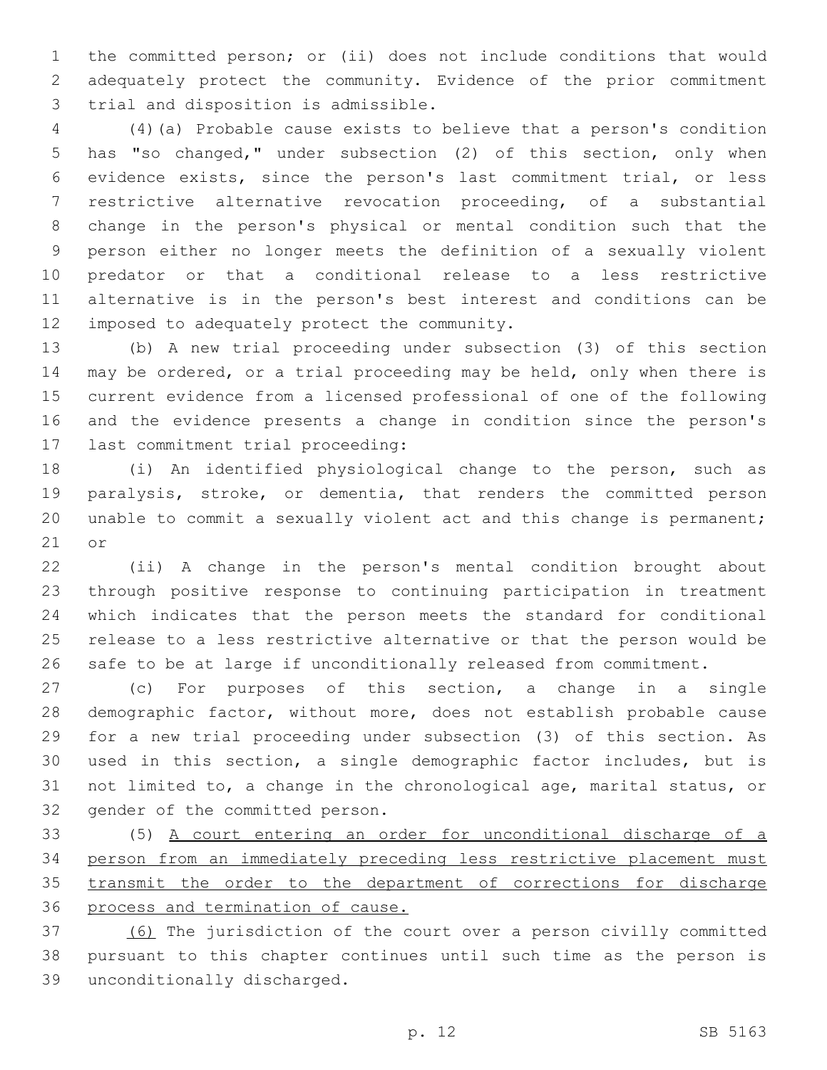the committed person; or (ii) does not include conditions that would adequately protect the community. Evidence of the prior commitment trial and disposition is admissible.

(4)(a) Probable cause exists to believe that a person's condition has "so changed," under subsection (2) of this section, only when evidence exists, since the person's last commitment trial, or less restrictive alternative revocation proceeding, of a substantial change in the person's physical or mental condition such that the person either no longer meets the definition of a sexually violent predator or that a conditional release to a less restrictive alternative is in the person's best interest and conditions can be imposed to adequately protect the community.

(b) A new trial proceeding under subsection (3) of this section may be ordered, or a trial proceeding may be held, only when there is current evidence from a licensed professional of one of the following and the evidence presents a change in condition since the person's last commitment trial proceeding:

(i) An identified physiological change to the person, such as paralysis, stroke, or dementia, that renders the committed person unable to commit a sexually violent act and this change is permanent; or

(ii) A change in the person's mental condition brought about through positive response to continuing participation in treatment which indicates that the person meets the standard for conditional release to a less restrictive alternative or that the person would be safe to be at large if unconditionally released from commitment.

(c) For purposes of this section, a change in a single demographic factor, without more, does not establish probable cause for a new trial proceeding under subsection (3) of this section. As used in this section, a single demographic factor includes, but is not limited to, a change in the chronological age, marital status, or gender of the committed person.

(5) <u>A court entering an order for unconditional discharge of a person from an immediately preceding less restrictive placement must transmit the order to the department of corrections for discharge process and termination of cause.</u>

<u>(6)</u> The jurisdiction of the court over a person civilly committed pursuant to this chapter continues until such time as the person is unconditionally discharged.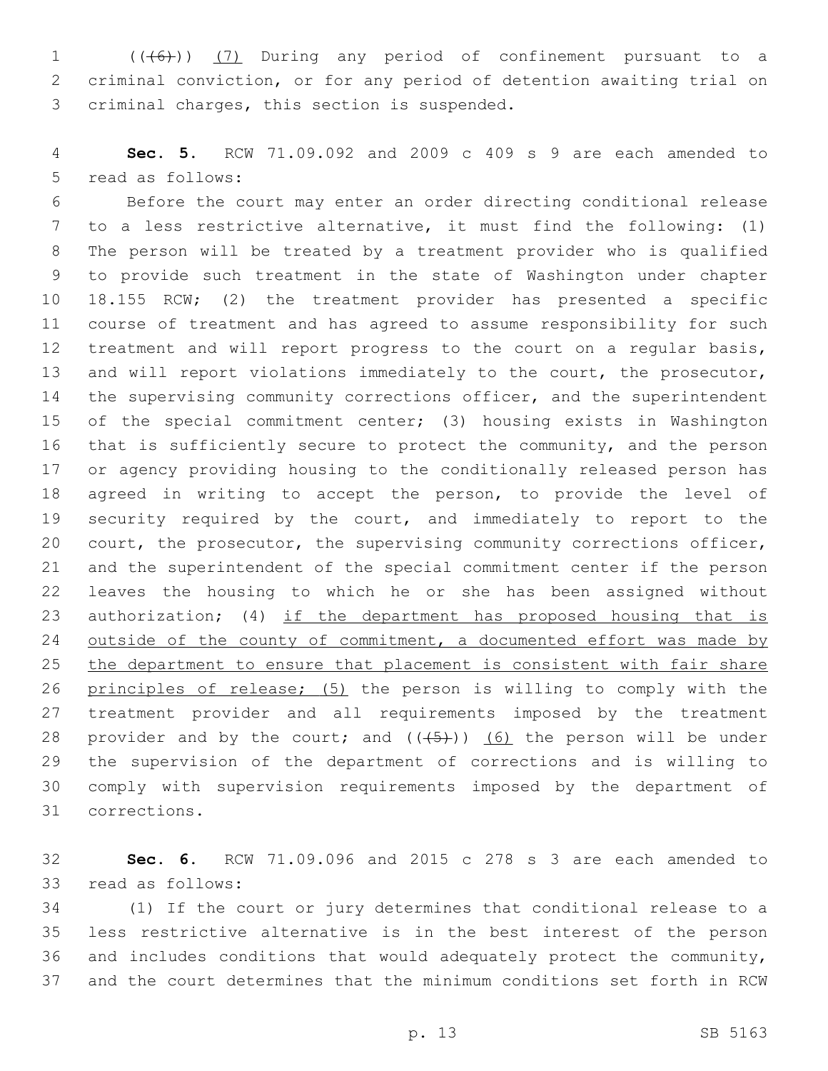((~~(6)~~)) <u>(7)</u> During any period of confinement pursuant to a criminal conviction, or for any period of detention awaiting trial on criminal charges, this section is suspended.

**Sec. 5.** RCW 71.09.092 and 2009 c 409 s 9 are each amended to read as follows:

Before the court may enter an order directing conditional release to a less restrictive alternative, it must find the following: (1) The person will be treated by a treatment provider who is qualified to provide such treatment in the state of Washington under chapter 18.155 RCW; (2) the treatment provider has presented a specific course of treatment and has agreed to assume responsibility for such treatment and will report progress to the court on a regular basis, and will report violations immediately to the court, the prosecutor, the supervising community corrections officer, and the superintendent of the special commitment center; (3) housing exists in Washington that is sufficiently secure to protect the community, and the person or agency providing housing to the conditionally released person has agreed in writing to accept the person, to provide the level of security required by the court, and immediately to report to the court, the prosecutor, the supervising community corrections officer, and the superintendent of the special commitment center if the person leaves the housing to which he or she has been assigned without authorization; (4) <u>if the department has proposed housing that is outside of the county of commitment, a documented effort was made by the department to ensure that placement is consistent with fair share principles of release; (5)</u> the person is willing to comply with the treatment provider and all requirements imposed by the treatment provider and by the court; and ((~~(5)~~)) <u>(6)</u> the person will be under the supervision of the department of corrections and is willing to comply with supervision requirements imposed by the department of corrections.

**Sec. 6.** RCW 71.09.096 and 2015 c 278 s 3 are each amended to read as follows:

(1) If the court or jury determines that conditional release to a less restrictive alternative is in the best interest of the person and includes conditions that would adequately protect the community, and the court determines that the minimum conditions set forth in RCW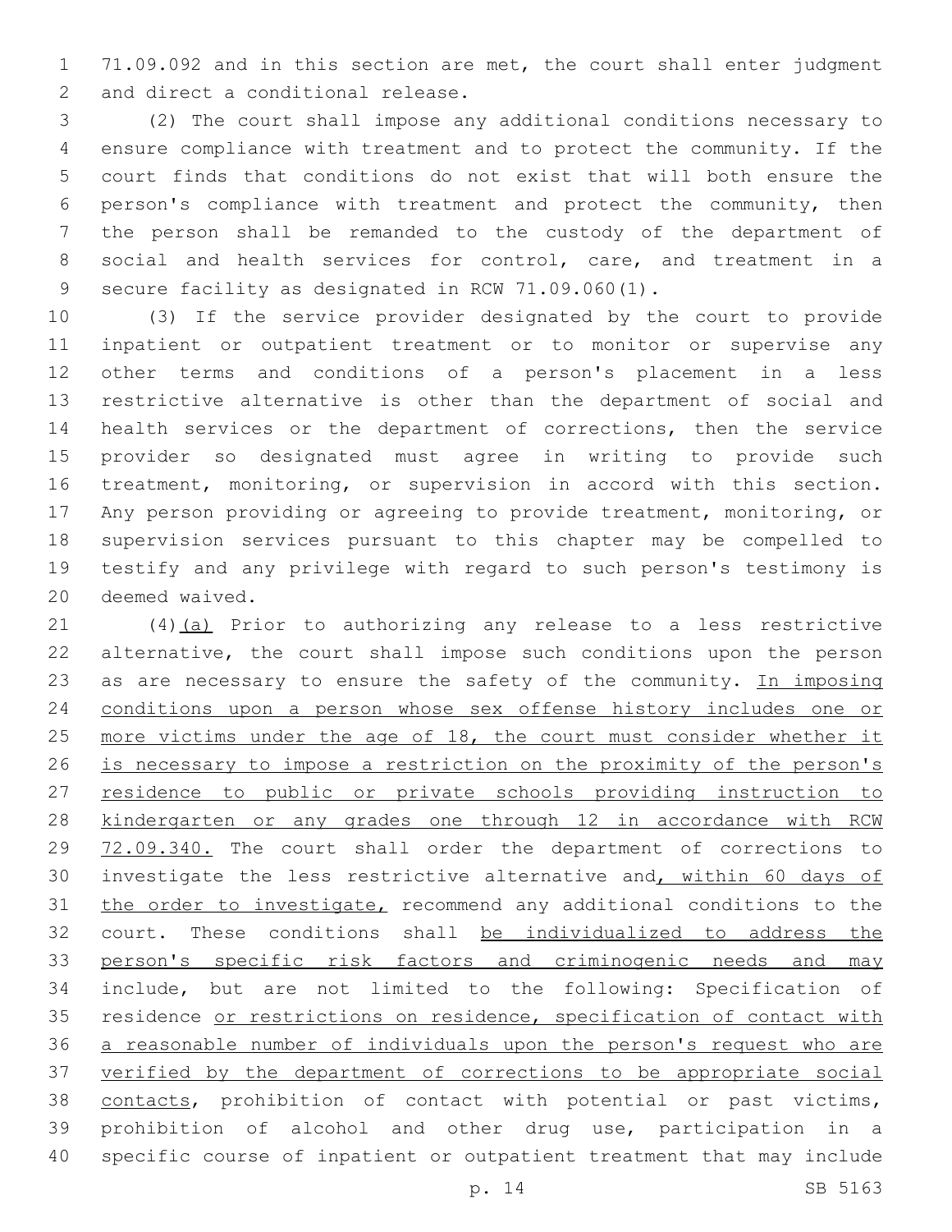71.09.092 and in this section are met, the court shall enter judgment and direct a conditional release.

(2) The court shall impose any additional conditions necessary to ensure compliance with treatment and to protect the community. If the court finds that conditions do not exist that will both ensure the person's compliance with treatment and protect the community, then the person shall be remanded to the custody of the department of social and health services for control, care, and treatment in a secure facility as designated in RCW 71.09.060(1).

(3) If the service provider designated by the court to provide inpatient or outpatient treatment or to monitor or supervise any other terms and conditions of a person's placement in a less restrictive alternative is other than the department of social and health services or the department of corrections, then the service provider so designated must agree in writing to provide such treatment, monitoring, or supervision in accord with this section. Any person providing or agreeing to provide treatment, monitoring, or supervision services pursuant to this chapter may be compelled to testify and any privilege with regard to such person's testimony is deemed waived.

(4)(a) Prior to authorizing any release to a less restrictive alternative, the court shall impose such conditions upon the person as are necessary to ensure the safety of the community. In imposing conditions upon a person whose sex offense history includes one or more victims under the age of 18, the court must consider whether it is necessary to impose a restriction on the proximity of the person's residence to public or private schools providing instruction to kindergarten or any grades one through 12 in accordance with RCW 72.09.340. The court shall order the department of corrections to investigate the less restrictive alternative and, within 60 days of the order to investigate, recommend any additional conditions to the court. These conditions shall be individualized to address the person's specific risk factors and criminogenic needs and may include, but are not limited to the following: Specification of residence or restrictions on residence, specification of contact with a reasonable number of individuals upon the person's request who are verified by the department of corrections to be appropriate social contacts, prohibition of contact with potential or past victims, prohibition of alcohol and other drug use, participation in a specific course of inpatient or outpatient treatment that may include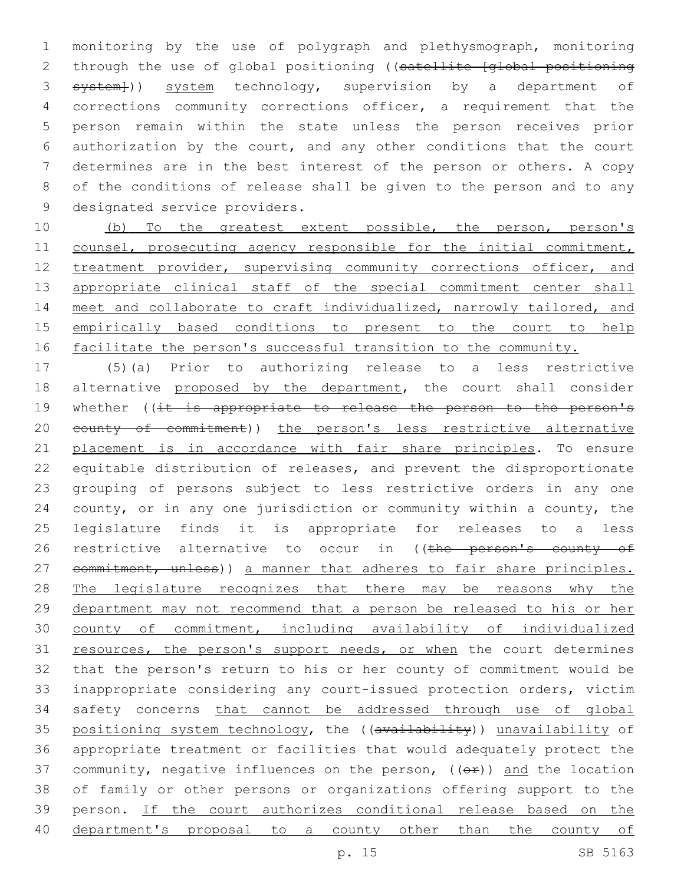monitoring by the use of polygraph and plethysmograph, monitoring through the use of global positioning ((~~satellite [global positioning system]~~)) <u>system</u> technology, supervision by a department of corrections community corrections officer, a requirement that the person remain within the state unless the person receives prior authorization by the court, and any other conditions that the court determines are in the best interest of the person or others. A copy of the conditions of release shall be given to the person and to any designated service providers.

<u>(b) To the greatest extent possible, the person, person's counsel, prosecuting agency responsible for the initial commitment, treatment provider, supervising community corrections officer, and appropriate clinical staff of the special commitment center shall meet and collaborate to craft individualized, narrowly tailored, and empirically based conditions to present to the court to help facilitate the person's successful transition to the community.</u>

(5)(a) Prior to authorizing release to a less restrictive alternative <u>proposed by the department</u>, the court shall consider whether ((~~it is appropriate to release the person to the person's county of commitment~~)) <u>the person's less restrictive alternative placement is in accordance with fair share principles</u>. To ensure equitable distribution of releases, and prevent the disproportionate grouping of persons subject to less restrictive orders in any one county, or in any one jurisdiction or community within a county, the legislature finds it is appropriate for releases to a less restrictive alternative to occur in ((~~the person's county of commitment, unless~~)) <u>a manner that adheres to fair share principles. The legislature recognizes that there may be reasons why the department may not recommend that a person be released to his or her county of commitment, including availability of individualized resources, the person's support needs, or when</u> the court determines that the person's return to his or her county of commitment would be inappropriate considering any court-issued protection orders, victim safety concerns <u>that cannot be addressed through use of global positioning system technology</u>, the ((~~availability~~)) <u>unavailability</u> of appropriate treatment or facilities that would adequately protect the community, negative influences on the person, ((~~or~~)) <u>and</u> the location of family or other persons or organizations offering support to the person. <u>If the court authorizes conditional release based on the department's proposal to a county other than the county of</u>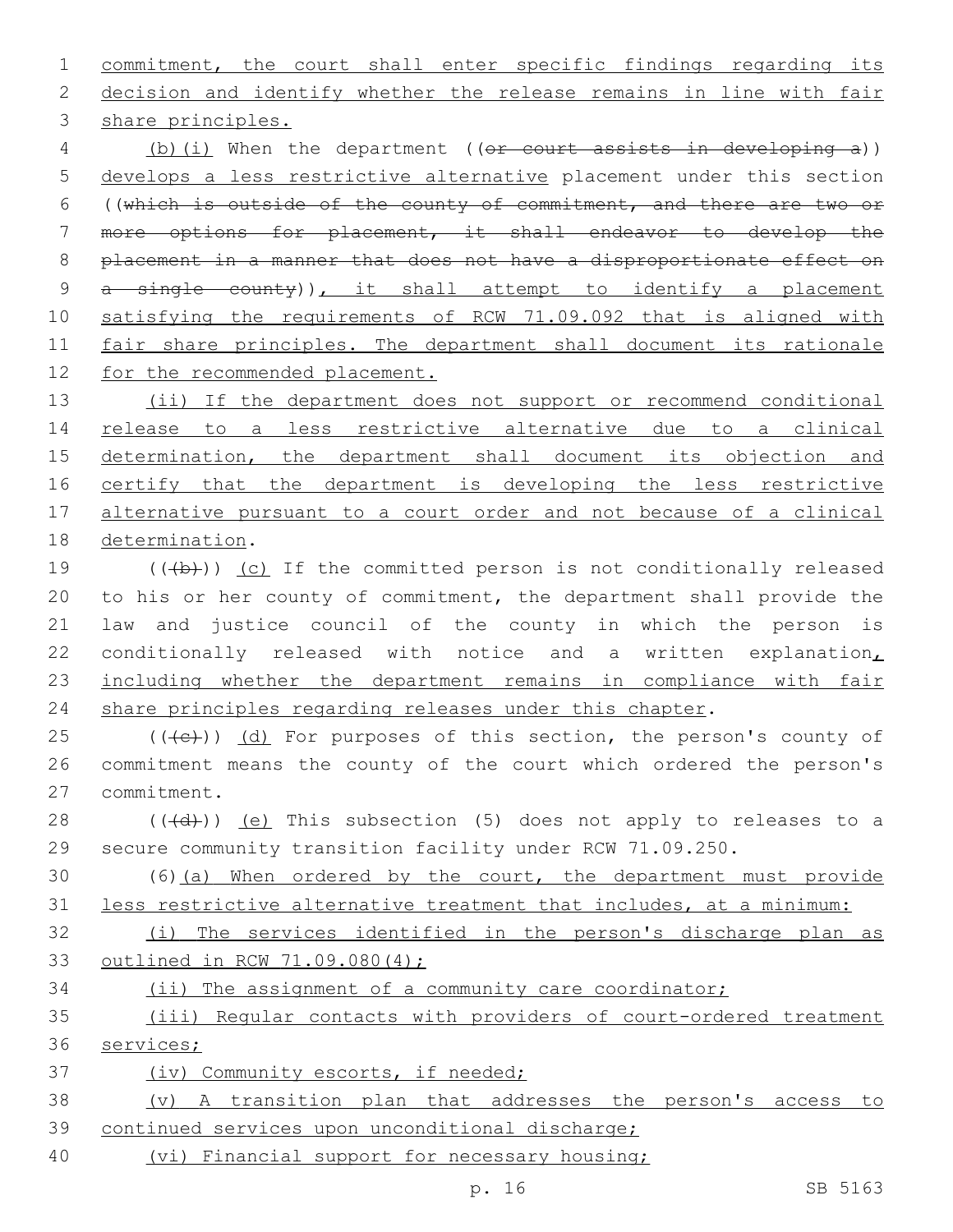commitment, the court shall enter specific findings regarding its decision and identify whether the release remains in line with fair share principles.

(b)(i) When the department ((~~or court assists in developing a~~)) develops a less restrictive alternative placement under this section ((~~which is outside of the county of commitment, and there are two or more options for placement, it shall endeavor to develop the placement in a manner that does not have a disproportionate effect on a single county~~)), it shall attempt to identify a placement satisfying the requirements of RCW 71.09.092 that is aligned with fair share principles. The department shall document its rationale for the recommended placement.

(ii) If the department does not support or recommend conditional release to a less restrictive alternative due to a clinical determination, the department shall document its objection and certify that the department is developing the less restrictive alternative pursuant to a court order and not because of a clinical determination.

((~~(b)~~)) (c) If the committed person is not conditionally released to his or her county of commitment, the department shall provide the law and justice council of the county in which the person is conditionally released with notice and a written explanation, including whether the department remains in compliance with fair share principles regarding releases under this chapter.

((~~(c)~~)) (d) For purposes of this section, the person's county of commitment means the county of the court which ordered the person's commitment.

((~~(d)~~)) (e) This subsection (5) does not apply to releases to a secure community transition facility under RCW 71.09.250.

(6)(a) When ordered by the court, the department must provide less restrictive alternative treatment that includes, at a minimum:

(i) The services identified in the person's discharge plan as outlined in RCW 71.09.080(4);

(ii) The assignment of a community care coordinator;

(iii) Regular contacts with providers of court-ordered treatment services;

(iv) Community escorts, if needed;

(v) A transition plan that addresses the person's access to continued services upon unconditional discharge;

(vi) Financial support for necessary housing;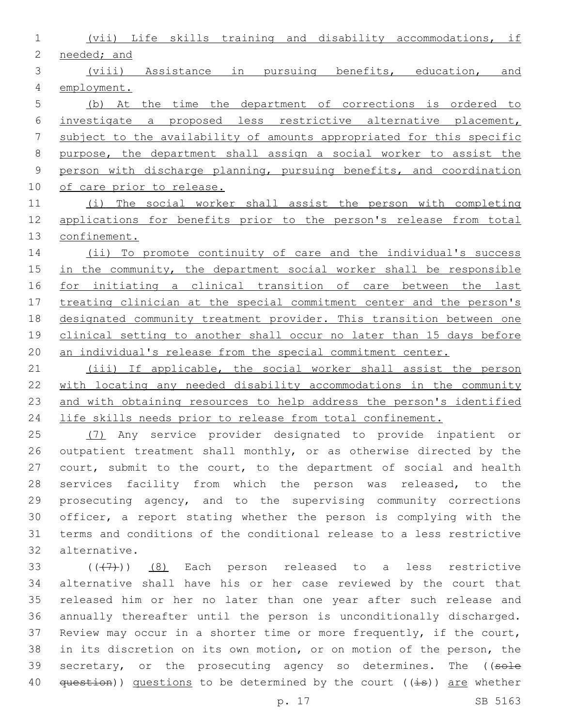(vii) Life skills training and disability accommodations, if needed; and

(viii) Assistance in pursuing benefits, education, and employment.

(b) At the time the department of corrections is ordered to investigate a proposed less restrictive alternative placement, subject to the availability of amounts appropriated for this specific purpose, the department shall assign a social worker to assist the person with discharge planning, pursuing benefits, and coordination of care prior to release.

(i) The social worker shall assist the person with completing applications for benefits prior to the person's release from total confinement.

(ii) To promote continuity of care and the individual's success in the community, the department social worker shall be responsible for initiating a clinical transition of care between the last treating clinician at the special commitment center and the person's designated community treatment provider. This transition between one clinical setting to another shall occur no later than 15 days before an individual's release from the special commitment center.

(iii) If applicable, the social worker shall assist the person with locating any needed disability accommodations in the community and with obtaining resources to help address the person's identified life skills needs prior to release from total confinement.

(7) Any service provider designated to provide inpatient or outpatient treatment shall monthly, or as otherwise directed by the court, submit to the court, to the department of social and health services facility from which the person was released, to the prosecuting agency, and to the supervising community corrections officer, a report stating whether the person is complying with the terms and conditions of the conditional release to a less restrictive alternative.

(((7))) (8) Each person released to a less restrictive alternative shall have his or her case reviewed by the court that released him or her no later than one year after such release and annually thereafter until the person is unconditionally discharged. Review may occur in a shorter time or more frequently, if the court, in its discretion on its own motion, or on motion of the person, the secretary, or the prosecuting agency so determines. The ((sole question)) questions to be determined by the court ((is)) are whether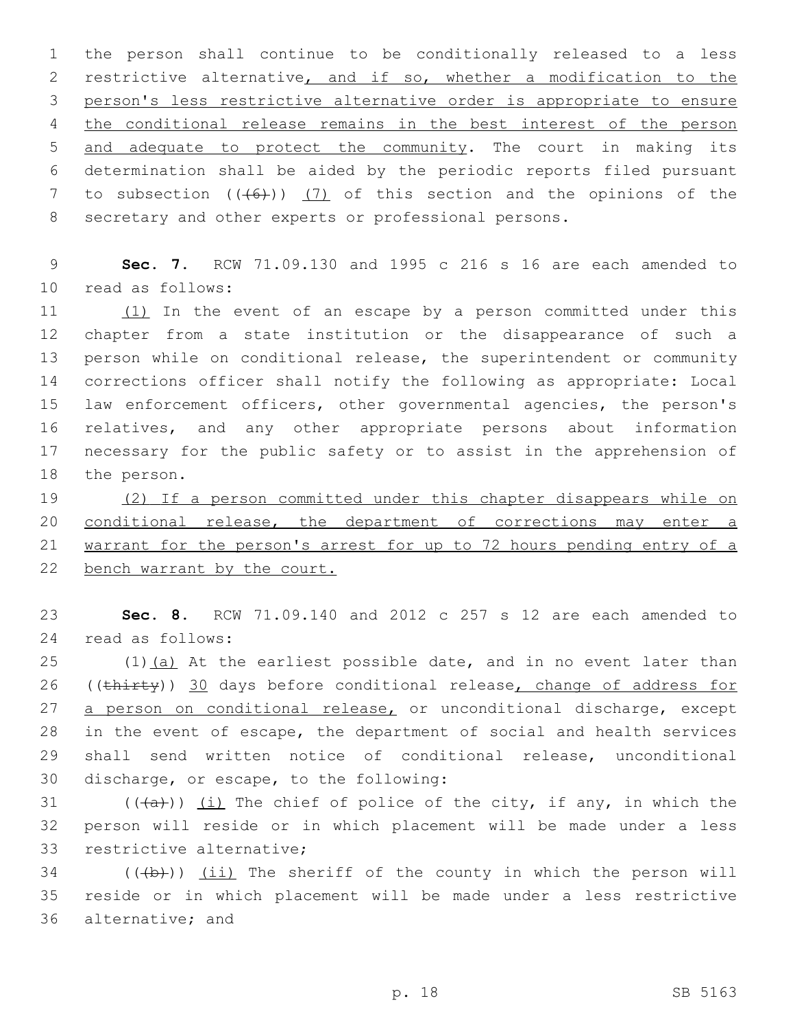the person shall continue to be conditionally released to a less restrictive alternative, and if so, whether a modification to the person's less restrictive alternative order is appropriate to ensure the conditional release remains in the best interest of the person and adequate to protect the community. The court in making its determination shall be aided by the periodic reports filed pursuant to subsection ((~~(6)~~)) (7) of this section and the opinions of the secretary and other experts or professional persons.

**Sec. 7.** RCW 71.09.130 and 1995 c 216 s 16 are each amended to read as follows:

(1) In the event of an escape by a person committed under this chapter from a state institution or the disappearance of such a person while on conditional release, the superintendent or community corrections officer shall notify the following as appropriate: Local law enforcement officers, other governmental agencies, the person's relatives, and any other appropriate persons about information necessary for the public safety or to assist in the apprehension of the person.

(2) If a person committed under this chapter disappears while on conditional release, the department of corrections may enter a warrant for the person's arrest for up to 72 hours pending entry of a bench warrant by the court.

**Sec. 8.** RCW 71.09.140 and 2012 c 257 s 12 are each amended to read as follows:

(1)(a) At the earliest possible date, and in no event later than ((~~thirty~~)) 30 days before conditional release, change of address for a person on conditional release, or unconditional discharge, except in the event of escape, the department of social and health services shall send written notice of conditional release, unconditional discharge, or escape, to the following:

((~~(a)~~)) (i) The chief of police of the city, if any, in which the person will reside or in which placement will be made under a less restrictive alternative;

((~~(b)~~)) (ii) The sheriff of the county in which the person will reside or in which placement will be made under a less restrictive alternative; and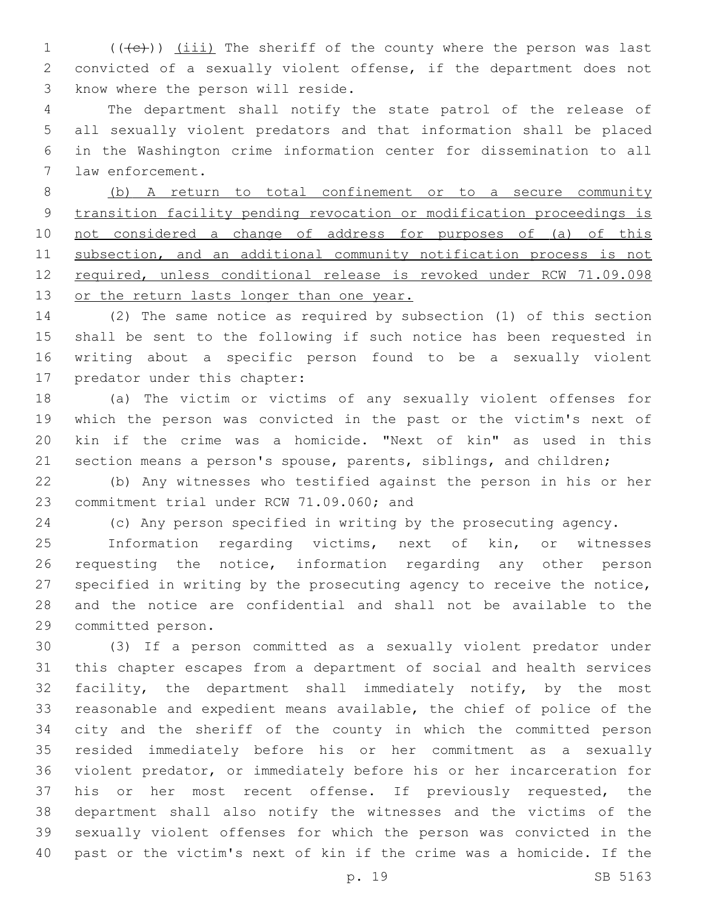((~~(c)~~)) <u>(iii)</u> The sheriff of the county where the person was last convicted of a sexually violent offense, if the department does not know where the person will reside.

The department shall notify the state patrol of the release of all sexually violent predators and that information shall be placed in the Washington crime information center for dissemination to all law enforcement.

<u>(b) A return to total confinement or to a secure community transition facility pending revocation or modification proceedings is not considered a change of address for purposes of (a) of this subsection, and an additional community notification process is not required, unless conditional release is revoked under RCW 71.09.098 or the return lasts longer than one year.</u>

(2) The same notice as required by subsection (1) of this section shall be sent to the following if such notice has been requested in writing about a specific person found to be a sexually violent predator under this chapter:

(a) The victim or victims of any sexually violent offenses for which the person was convicted in the past or the victim's next of kin if the crime was a homicide. "Next of kin" as used in this section means a person's spouse, parents, siblings, and children;

(b) Any witnesses who testified against the person in his or her commitment trial under RCW 71.09.060; and

(c) Any person specified in writing by the prosecuting agency.

Information regarding victims, next of kin, or witnesses requesting the notice, information regarding any other person specified in writing by the prosecuting agency to receive the notice, and the notice are confidential and shall not be available to the committed person.

(3) If a person committed as a sexually violent predator under this chapter escapes from a department of social and health services facility, the department shall immediately notify, by the most reasonable and expedient means available, the chief of police of the city and the sheriff of the county in which the committed person resided immediately before his or her commitment as a sexually violent predator, or immediately before his or her incarceration for his or her most recent offense. If previously requested, the department shall also notify the witnesses and the victims of the sexually violent offenses for which the person was convicted in the past or the victim's next of kin if the crime was a homicide. If the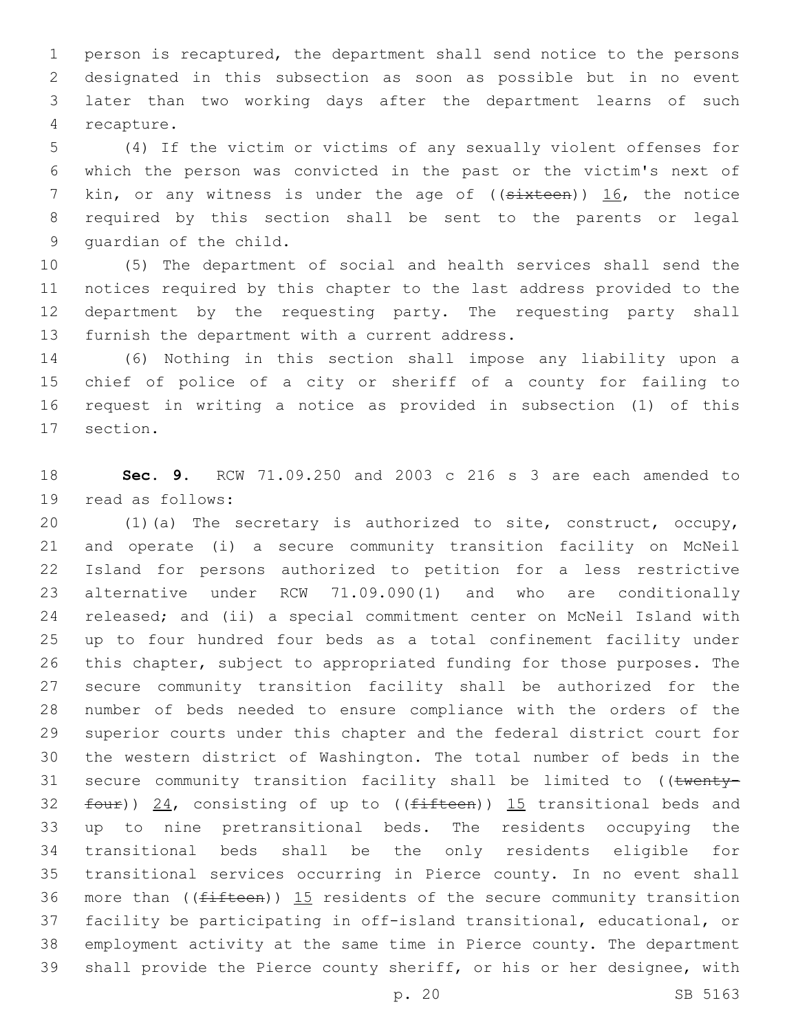person is recaptured, the department shall send notice to the persons designated in this subsection as soon as possible but in no event later than two working days after the department learns of such recapture.

(4) If the victim or victims of any sexually violent offenses for which the person was convicted in the past or the victim's next of kin, or any witness is under the age of ((~~sixteen~~)) 16, the notice required by this section shall be sent to the parents or legal guardian of the child.

(5) The department of social and health services shall send the notices required by this chapter to the last address provided to the department by the requesting party. The requesting party shall furnish the department with a current address.

(6) Nothing in this section shall impose any liability upon a chief of police of a city or sheriff of a county for failing to request in writing a notice as provided in subsection (1) of this section.

**Sec. 9.** RCW 71.09.250 and 2003 c 216 s 3 are each amended to read as follows:

(1)(a) The secretary is authorized to site, construct, occupy, and operate (i) a secure community transition facility on McNeil Island for persons authorized to petition for a less restrictive alternative under RCW 71.09.090(1) and who are conditionally released; and (ii) a special commitment center on McNeil Island with up to four hundred four beds as a total confinement facility under this chapter, subject to appropriated funding for those purposes. The secure community transition facility shall be authorized for the number of beds needed to ensure compliance with the orders of the superior courts under this chapter and the federal district court for the western district of Washington. The total number of beds in the secure community transition facility shall be limited to ((~~twenty-four~~)) 24, consisting of up to ((~~fifteen~~)) 15 transitional beds and up to nine pretransitional beds. The residents occupying the transitional beds shall be the only residents eligible for transitional services occurring in Pierce county. In no event shall more than ((~~fifteen~~)) 15 residents of the secure community transition facility be participating in off-island transitional, educational, or employment activity at the same time in Pierce county. The department shall provide the Pierce county sheriff, or his or her designee, with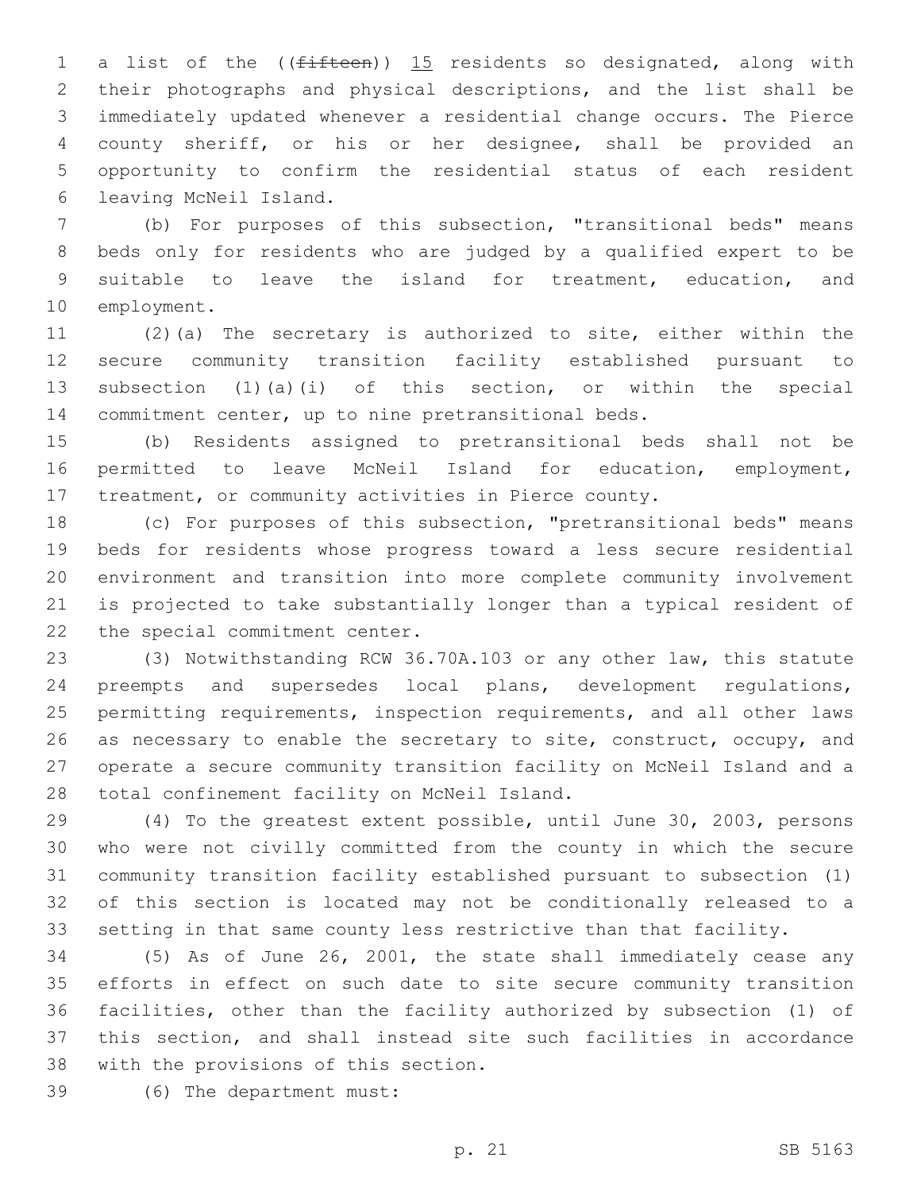a list of the ((~~fifteen~~)) 15 residents so designated, along with their photographs and physical descriptions, and the list shall be immediately updated whenever a residential change occurs. The Pierce county sheriff, or his or her designee, shall be provided an opportunity to confirm the residential status of each resident leaving McNeil Island.

(b) For purposes of this subsection, "transitional beds" means beds only for residents who are judged by a qualified expert to be suitable to leave the island for treatment, education, and employment.

(2)(a) The secretary is authorized to site, either within the secure community transition facility established pursuant to subsection (1)(a)(i) of this section, or within the special commitment center, up to nine pretransitional beds.

(b) Residents assigned to pretransitional beds shall not be permitted to leave McNeil Island for education, employment, treatment, or community activities in Pierce county.

(c) For purposes of this subsection, "pretransitional beds" means beds for residents whose progress toward a less secure residential environment and transition into more complete community involvement is projected to take substantially longer than a typical resident of the special commitment center.

(3) Notwithstanding RCW 36.70A.103 or any other law, this statute preempts and supersedes local plans, development regulations, permitting requirements, inspection requirements, and all other laws as necessary to enable the secretary to site, construct, occupy, and operate a secure community transition facility on McNeil Island and a total confinement facility on McNeil Island.

(4) To the greatest extent possible, until June 30, 2003, persons who were not civilly committed from the county in which the secure community transition facility established pursuant to subsection (1) of this section is located may not be conditionally released to a setting in that same county less restrictive than that facility.

(5) As of June 26, 2001, the state shall immediately cease any efforts in effect on such date to site secure community transition facilities, other than the facility authorized by subsection (1) of this section, and shall instead site such facilities in accordance with the provisions of this section.

(6) The department must: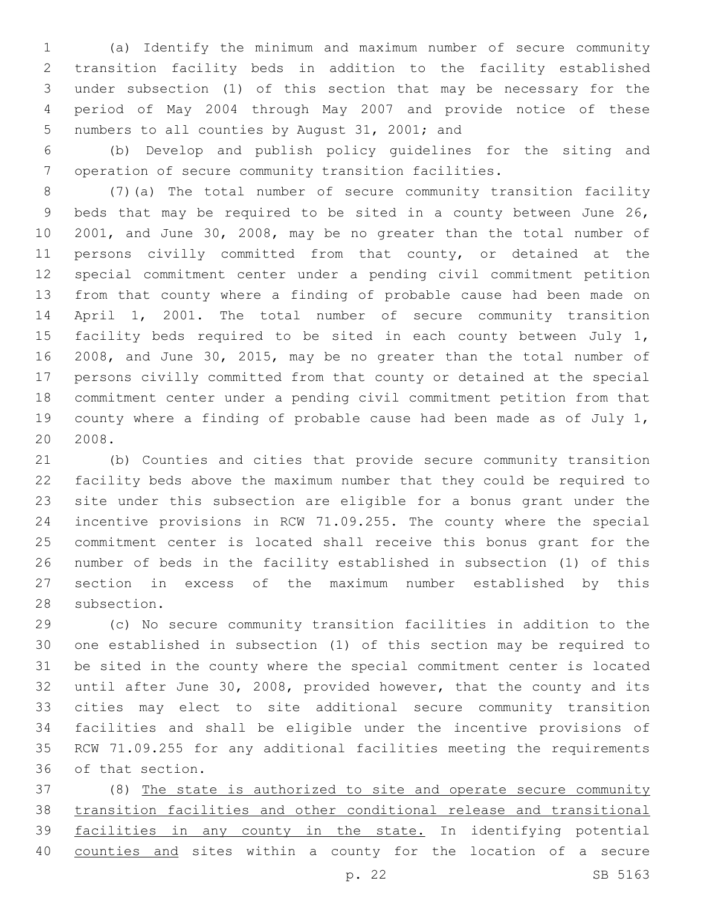(a) Identify the minimum and maximum number of secure community transition facility beds in addition to the facility established under subsection (1) of this section that may be necessary for the period of May 2004 through May 2007 and provide notice of these numbers to all counties by August 31, 2001; and

(b) Develop and publish policy guidelines for the siting and operation of secure community transition facilities.

(7)(a) The total number of secure community transition facility beds that may be required to be sited in a county between June 26, 2001, and June 30, 2008, may be no greater than the total number of persons civilly committed from that county, or detained at the special commitment center under a pending civil commitment petition from that county where a finding of probable cause had been made on April 1, 2001. The total number of secure community transition facility beds required to be sited in each county between July 1, 2008, and June 30, 2015, may be no greater than the total number of persons civilly committed from that county or detained at the special commitment center under a pending civil commitment petition from that county where a finding of probable cause had been made as of July 1, 2008.

(b) Counties and cities that provide secure community transition facility beds above the maximum number that they could be required to site under this subsection are eligible for a bonus grant under the incentive provisions in RCW 71.09.255. The county where the special commitment center is located shall receive this bonus grant for the number of beds in the facility established in subsection (1) of this section in excess of the maximum number established by this subsection.

(c) No secure community transition facilities in addition to the one established in subsection (1) of this section may be required to be sited in the county where the special commitment center is located until after June 30, 2008, provided however, that the county and its cities may elect to site additional secure community transition facilities and shall be eligible under the incentive provisions of RCW 71.09.255 for any additional facilities meeting the requirements of that section.

(8) <u>The state is authorized to site and operate secure community transition facilities and other conditional release and transitional facilities in any county in the state.</u> In identifying potential <u>counties and</u> sites within a county for the location of a secure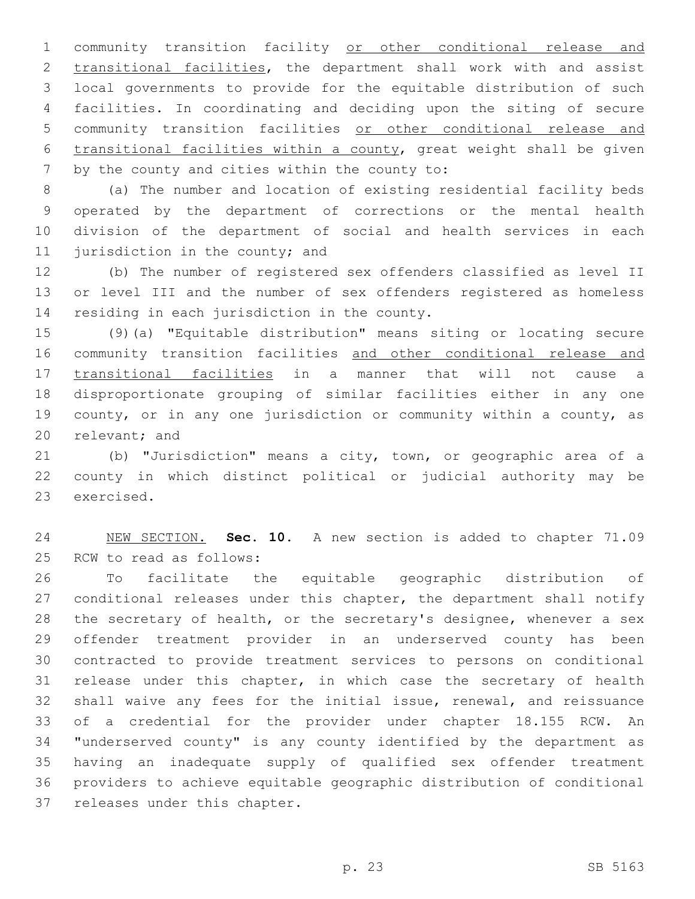community transition facility <u>or other conditional release and transitional facilities</u>, the department shall work with and assist local governments to provide for the equitable distribution of such facilities. In coordinating and deciding upon the siting of secure community transition facilities <u>or other conditional release and transitional facilities within a county</u>, great weight shall be given by the county and cities within the county to:

(a) The number and location of existing residential facility beds operated by the department of corrections or the mental health division of the department of social and health services in each jurisdiction in the county; and

(b) The number of registered sex offenders classified as level II or level III and the number of sex offenders registered as homeless residing in each jurisdiction in the county.

(9)(a) "Equitable distribution" means siting or locating secure community transition facilities <u>and other conditional release and transitional facilities</u> in a manner that will not cause a disproportionate grouping of similar facilities either in any one county, or in any one jurisdiction or community within a county, as relevant; and

(b) "Jurisdiction" means a city, town, or geographic area of a county in which distinct political or judicial authority may be exercised.

<u>NEW SECTION.</u> **Sec. 10.** A new section is added to chapter 71.09 RCW to read as follows:

To facilitate the equitable geographic distribution of conditional releases under this chapter, the department shall notify the secretary of health, or the secretary's designee, whenever a sex offender treatment provider in an underserved county has been contracted to provide treatment services to persons on conditional release under this chapter, in which case the secretary of health shall waive any fees for the initial issue, renewal, and reissuance of a credential for the provider under chapter 18.155 RCW. An "underserved county" is any county identified by the department as having an inadequate supply of qualified sex offender treatment providers to achieve equitable geographic distribution of conditional releases under this chapter.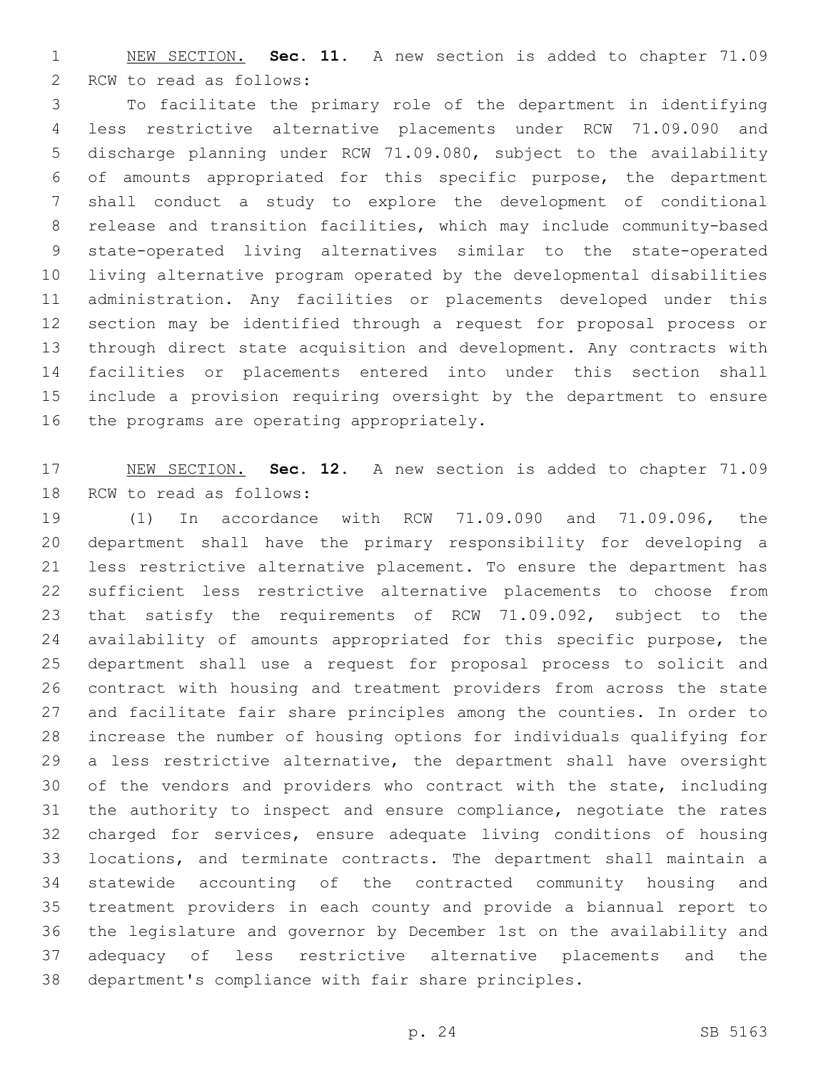NEW SECTION. **Sec. 11.** A new section is added to chapter 71.09 RCW to read as follows:

To facilitate the primary role of the department in identifying less restrictive alternative placements under RCW 71.09.090 and discharge planning under RCW 71.09.080, subject to the availability of amounts appropriated for this specific purpose, the department shall conduct a study to explore the development of conditional release and transition facilities, which may include community-based state-operated living alternatives similar to the state-operated living alternative program operated by the developmental disabilities administration. Any facilities or placements developed under this section may be identified through a request for proposal process or through direct state acquisition and development. Any contracts with facilities or placements entered into under this section shall include a provision requiring oversight by the department to ensure the programs are operating appropriately.

NEW SECTION. **Sec. 12.** A new section is added to chapter 71.09 RCW to read as follows:

(1) In accordance with RCW 71.09.090 and 71.09.096, the department shall have the primary responsibility for developing a less restrictive alternative placement. To ensure the department has sufficient less restrictive alternative placements to choose from that satisfy the requirements of RCW 71.09.092, subject to the availability of amounts appropriated for this specific purpose, the department shall use a request for proposal process to solicit and contract with housing and treatment providers from across the state and facilitate fair share principles among the counties. In order to increase the number of housing options for individuals qualifying for a less restrictive alternative, the department shall have oversight of the vendors and providers who contract with the state, including the authority to inspect and ensure compliance, negotiate the rates charged for services, ensure adequate living conditions of housing locations, and terminate contracts. The department shall maintain a statewide accounting of the contracted community housing and treatment providers in each county and provide a biannual report to the legislature and governor by December 1st on the availability and adequacy of less restrictive alternative placements and the department's compliance with fair share principles.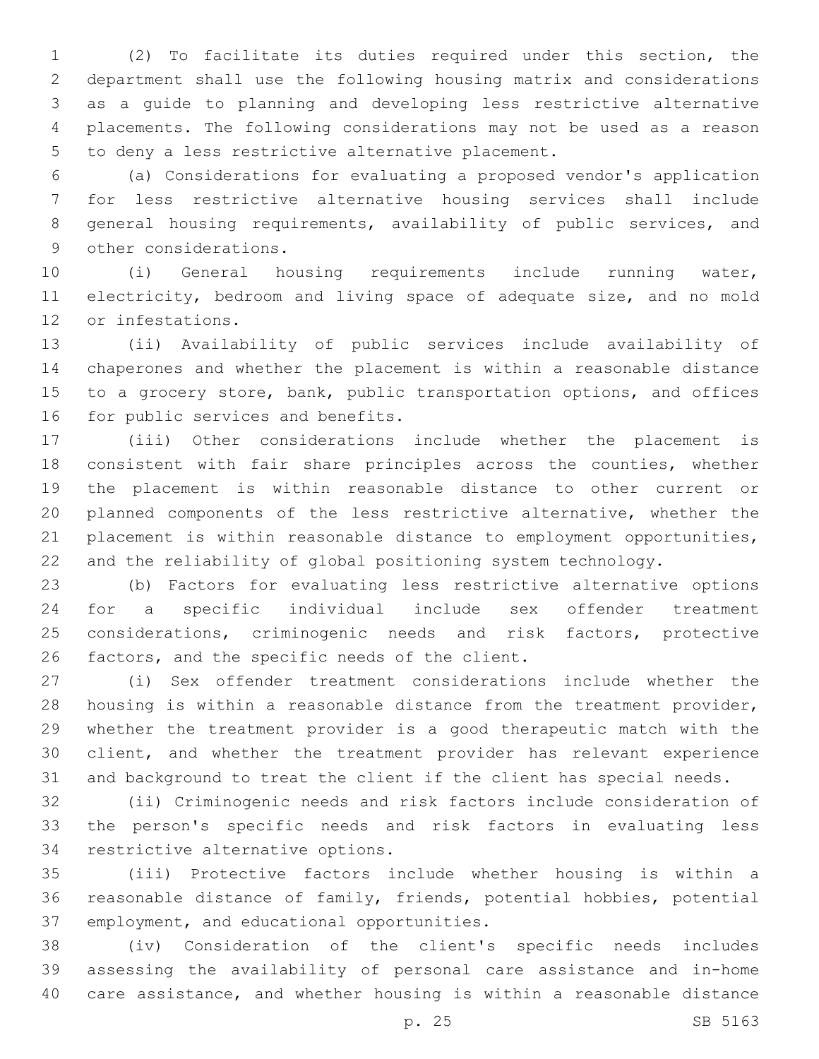(2) To facilitate its duties required under this section, the department shall use the following housing matrix and considerations as a guide to planning and developing less restrictive alternative placements. The following considerations may not be used as a reason to deny a less restrictive alternative placement.

(a) Considerations for evaluating a proposed vendor's application for less restrictive alternative housing services shall include general housing requirements, availability of public services, and other considerations.

(i) General housing requirements include running water, electricity, bedroom and living space of adequate size, and no mold or infestations.

(ii) Availability of public services include availability of chaperones and whether the placement is within a reasonable distance to a grocery store, bank, public transportation options, and offices for public services and benefits.

(iii) Other considerations include whether the placement is consistent with fair share principles across the counties, whether the placement is within reasonable distance to other current or planned components of the less restrictive alternative, whether the placement is within reasonable distance to employment opportunities, and the reliability of global positioning system technology.

(b) Factors for evaluating less restrictive alternative options for a specific individual include sex offender treatment considerations, criminogenic needs and risk factors, protective factors, and the specific needs of the client.

(i) Sex offender treatment considerations include whether the housing is within a reasonable distance from the treatment provider, whether the treatment provider is a good therapeutic match with the client, and whether the treatment provider has relevant experience and background to treat the client if the client has special needs.

(ii) Criminogenic needs and risk factors include consideration of the person's specific needs and risk factors in evaluating less restrictive alternative options.

(iii) Protective factors include whether housing is within a reasonable distance of family, friends, potential hobbies, potential employment, and educational opportunities.

(iv) Consideration of the client's specific needs includes assessing the availability of personal care assistance and in-home care assistance, and whether housing is within a reasonable distance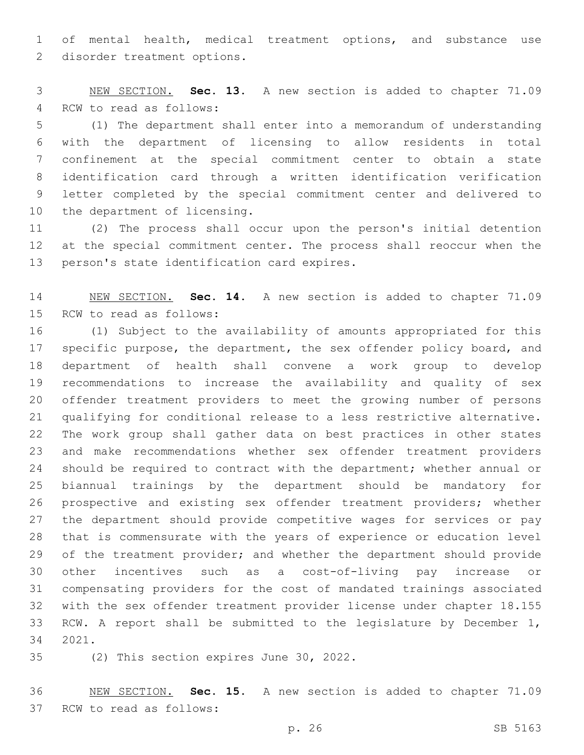of mental health, medical treatment options, and substance use disorder treatment options.

NEW SECTION. **Sec. 13.** A new section is added to chapter 71.09 RCW to read as follows:

(1) The department shall enter into a memorandum of understanding with the department of licensing to allow residents in total confinement at the special commitment center to obtain a state identification card through a written identification verification letter completed by the special commitment center and delivered to the department of licensing.

(2) The process shall occur upon the person's initial detention at the special commitment center. The process shall reoccur when the person's state identification card expires.

NEW SECTION. **Sec. 14.** A new section is added to chapter 71.09 RCW to read as follows:

(1) Subject to the availability of amounts appropriated for this specific purpose, the department, the sex offender policy board, and department of health shall convene a work group to develop recommendations to increase the availability and quality of sex offender treatment providers to meet the growing number of persons qualifying for conditional release to a less restrictive alternative. The work group shall gather data on best practices in other states and make recommendations whether sex offender treatment providers should be required to contract with the department; whether annual or biannual trainings by the department should be mandatory for prospective and existing sex offender treatment providers; whether the department should provide competitive wages for services or pay that is commensurate with the years of experience or education level of the treatment provider; and whether the department should provide other incentives such as a cost-of-living pay increase or compensating providers for the cost of mandated trainings associated with the sex offender treatment provider license under chapter 18.155 RCW. A report shall be submitted to the legislature by December 1, 2021.

(2) This section expires June 30, 2022.

NEW SECTION. **Sec. 15.** A new section is added to chapter 71.09 RCW to read as follows: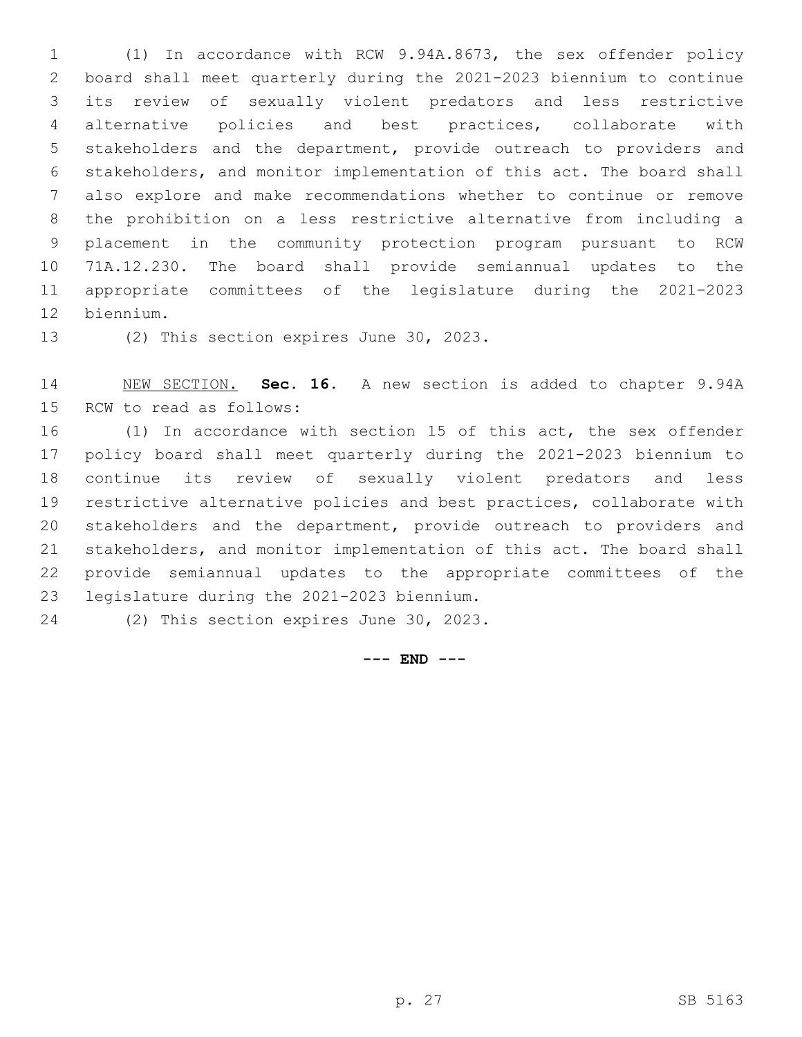(1) In accordance with RCW 9.94A.8673, the sex offender policy board shall meet quarterly during the 2021-2023 biennium to continue its review of sexually violent predators and less restrictive alternative policies and best practices, collaborate with stakeholders and the department, provide outreach to providers and stakeholders, and monitor implementation of this act. The board shall also explore and make recommendations whether to continue or remove the prohibition on a less restrictive alternative from including a placement in the community protection program pursuant to RCW 71A.12.230. The board shall provide semiannual updates to the appropriate committees of the legislature during the 2021-2023 biennium.

(2) This section expires June 30, 2023.

NEW SECTION. **Sec. 16.** A new section is added to chapter 9.94A RCW to read as follows:

(1) In accordance with section 15 of this act, the sex offender policy board shall meet quarterly during the 2021-2023 biennium to continue its review of sexually violent predators and less restrictive alternative policies and best practices, collaborate with stakeholders and the department, provide outreach to providers and stakeholders, and monitor implementation of this act. The board shall provide semiannual updates to the appropriate committees of the legislature during the 2021-2023 biennium.

(2) This section expires June 30, 2023.

**--- END ---**